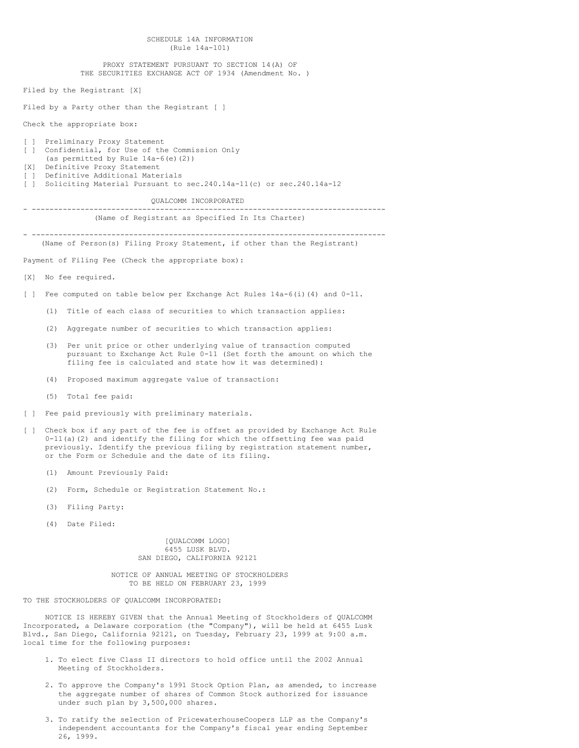SCHEDULE 14A INFORMATION
(Rule 14a-101)

PROXY STATEMENT PURSUANT TO SECTION 14(A) OF
THE SECURITIES EXCHANGE ACT OF 1934 (Amendment No. )

Filed by the Registrant [X]

Filed by a Party other than the Registrant [ ]

Check the appropriate box:

[ ] Preliminary Proxy Statement
[ ] Confidential, for Use of the Commission Only (as permitted by Rule 14a-6(e)(2))
[X] Definitive Proxy Statement
[ ] Definitive Additional Materials
[ ] Soliciting Material Pursuant to sec.240.14a-11(c) or sec.240.14a-12

QUALCOMM INCORPORATED

---

(Name of Registrant as Specified In Its Charter)

---

(Name of Person(s) Filing Proxy Statement, if other than the Registrant)

Payment of Filing Fee (Check the appropriate box):

[X] No fee required.

[ ] Fee computed on table below per Exchange Act Rules 14a-6(i)(4) and 0-11.

(1) Title of each class of securities to which transaction applies:

(2) Aggregate number of securities to which transaction applies:

(3) Per unit price or other underlying value of transaction computed pursuant to Exchange Act Rule 0-11 (Set forth the amount on which the filing fee is calculated and state how it was determined):

(4) Proposed maximum aggregate value of transaction:

(5) Total fee paid:

[ ] Fee paid previously with preliminary materials.

[ ] Check box if any part of the fee is offset as provided by Exchange Act Rule 0-11(a)(2) and identify the filing for which the offsetting fee was paid previously. Identify the previous filing by registration statement number, or the Form or Schedule and the date of its filing.

(1) Amount Previously Paid:

(2) Form, Schedule or Registration Statement No.:

(3) Filing Party:

(4) Date Filed:

[QUALCOMM LOGO]
6455 LUSK BLVD.
SAN DIEGO, CALIFORNIA 92121

## NOTICE OF ANNUAL MEETING OF STOCKHOLDERS
## TO BE HELD ON FEBRUARY 23, 1999

TO THE STOCKHOLDERS OF QUALCOMM INCORPORATED:

NOTICE IS HEREBY GIVEN that the Annual Meeting of Stockholders of QUALCOMM Incorporated, a Delaware corporation (the "Company"), will be held at 6455 Lusk Blvd., San Diego, California 92121, on Tuesday, February 23, 1999 at 9:00 a.m. local time for the following purposes:

1. To elect five Class II directors to hold office until the 2002 Annual Meeting of Stockholders.

2. To approve the Company's 1991 Stock Option Plan, as amended, to increase the aggregate number of shares of Common Stock authorized for issuance under such plan by 3,500,000 shares.

3. To ratify the selection of PricewaterhouseCoopers LLP as the Company's independent accountants for the Company's fiscal year ending September 26, 1999.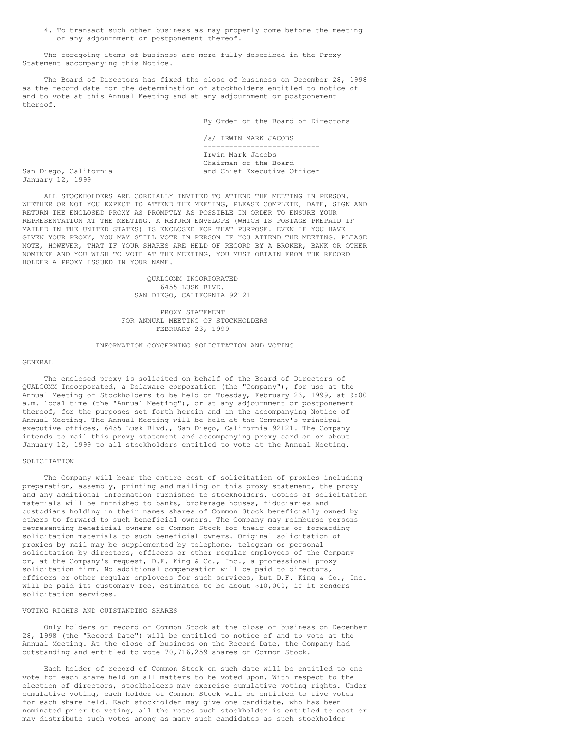4. To transact such other business as may properly come before the meeting or any adjournment or postponement thereof.

The foregoing items of business are more fully described in the Proxy Statement accompanying this Notice.

The Board of Directors has fixed the close of business on December 28, 1998 as the record date for the determination of stockholders entitled to notice of and to vote at this Annual Meeting and at any adjournment or postponement thereof.

By Order of the Board of Directors

/s/ IRWIN MARK JACOBS

Irwin Mark Jacobs
Chairman of the Board
and Chief Executive Officer

San Diego, California
January 12, 1999

ALL STOCKHOLDERS ARE CORDIALLY INVITED TO ATTEND THE MEETING IN PERSON. WHETHER OR NOT YOU EXPECT TO ATTEND THE MEETING, PLEASE COMPLETE, DATE, SIGN AND RETURN THE ENCLOSED PROXY AS PROMPTLY AS POSSIBLE IN ORDER TO ENSURE YOUR REPRESENTATION AT THE MEETING. A RETURN ENVELOPE (WHICH IS POSTAGE PREPAID IF MAILED IN THE UNITED STATES) IS ENCLOSED FOR THAT PURPOSE. EVEN IF YOU HAVE GIVEN YOUR PROXY, YOU MAY STILL VOTE IN PERSON IF YOU ATTEND THE MEETING. PLEASE NOTE, HOWEVER, THAT IF YOUR SHARES ARE HELD OF RECORD BY A BROKER, BANK OR OTHER NOMINEE AND YOU WISH TO VOTE AT THE MEETING, YOU MUST OBTAIN FROM THE RECORD HOLDER A PROXY ISSUED IN YOUR NAME.

QUALCOMM INCORPORATED
6455 LUSK BLVD.
SAN DIEGO, CALIFORNIA 92121

# PROXY STATEMENT
# FOR ANNUAL MEETING OF STOCKHOLDERS
# FEBRUARY 23, 1999

## INFORMATION CONCERNING SOLICITATION AND VOTING

### GENERAL

The enclosed proxy is solicited on behalf of the Board of Directors of QUALCOMM Incorporated, a Delaware corporation (the "Company"), for use at the Annual Meeting of Stockholders to be held on Tuesday, February 23, 1999, at 9:00 a.m. local time (the "Annual Meeting"), or at any adjournment or postponement thereof, for the purposes set forth herein and in the accompanying Notice of Annual Meeting. The Annual Meeting will be held at the Company's principal executive offices, 6455 Lusk Blvd., San Diego, California 92121. The Company intends to mail this proxy statement and accompanying proxy card on or about January 12, 1999 to all stockholders entitled to vote at the Annual Meeting.

### SOLICITATION

The Company will bear the entire cost of solicitation of proxies including preparation, assembly, printing and mailing of this proxy statement, the proxy and any additional information furnished to stockholders. Copies of solicitation materials will be furnished to banks, brokerage houses, fiduciaries and custodians holding in their names shares of Common Stock beneficially owned by others to forward to such beneficial owners. The Company may reimburse persons representing beneficial owners of Common Stock for their costs of forwarding solicitation materials to such beneficial owners. Original solicitation of proxies by mail may be supplemented by telephone, telegram or personal solicitation by directors, officers or other regular employees of the Company or, at the Company's request, D.F. King & Co., Inc., a professional proxy solicitation firm. No additional compensation will be paid to directors, officers or other regular employees for such services, but D.F. King & Co., Inc. will be paid its customary fee, estimated to be about $10,000, if it renders solicitation services.

### VOTING RIGHTS AND OUTSTANDING SHARES

Only holders of record of Common Stock at the close of business on December 28, 1998 (the "Record Date") will be entitled to notice of and to vote at the Annual Meeting. At the close of business on the Record Date, the Company had outstanding and entitled to vote 70,716,259 shares of Common Stock.

Each holder of record of Common Stock on such date will be entitled to one vote for each share held on all matters to be voted upon. With respect to the election of directors, stockholders may exercise cumulative voting rights. Under cumulative voting, each holder of Common Stock will be entitled to five votes for each share held. Each stockholder may give one candidate, who has been nominated prior to voting, all the votes such stockholder is entitled to cast or may distribute such votes among as many such candidates as such stockholder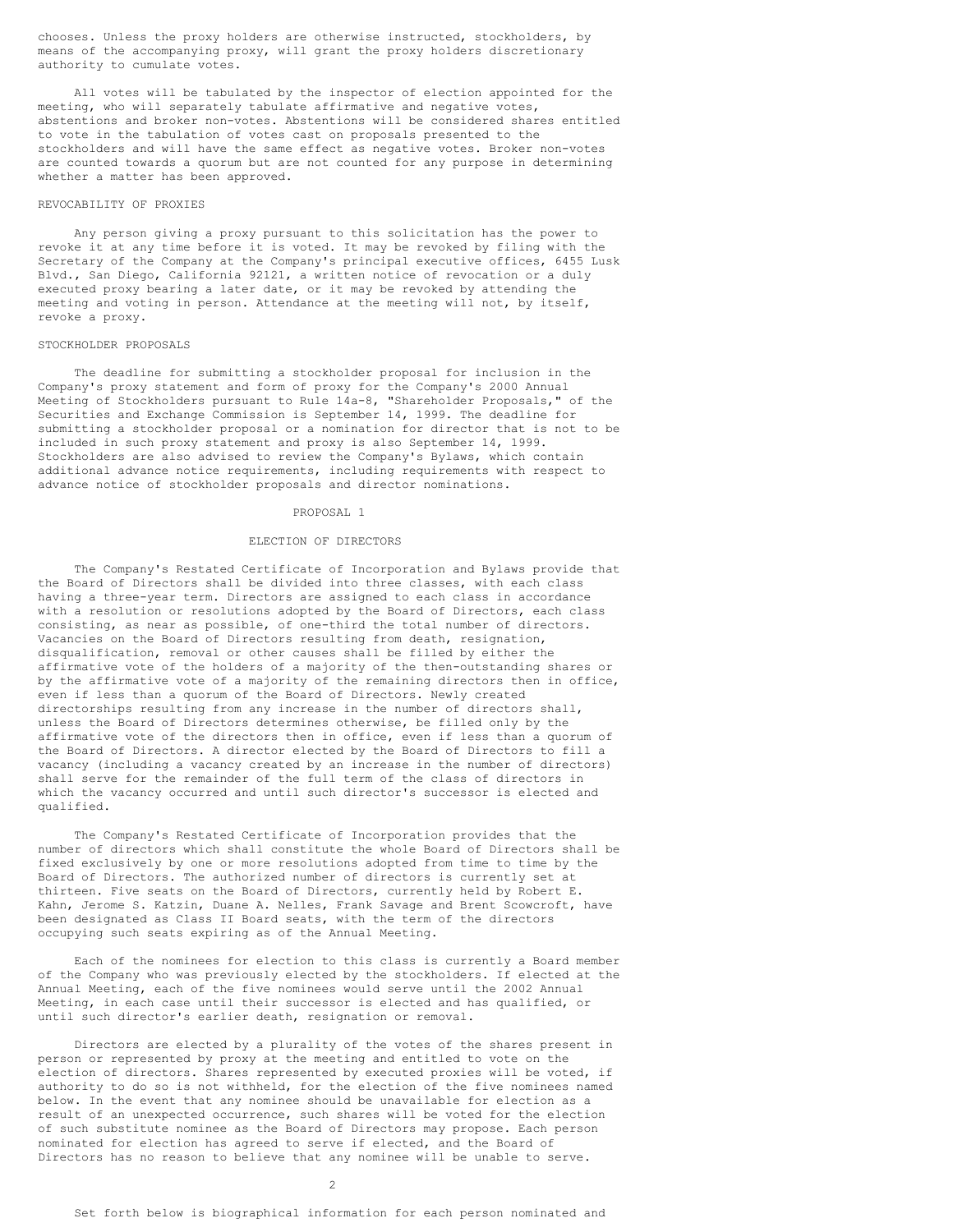chooses. Unless the proxy holders are otherwise instructed, stockholders, by means of the accompanying proxy, will grant the proxy holders discretionary authority to cumulate votes.

All votes will be tabulated by the inspector of election appointed for the meeting, who will separately tabulate affirmative and negative votes, abstentions and broker non-votes. Abstentions will be considered shares entitled to vote in the tabulation of votes cast on proposals presented to the stockholders and will have the same effect as negative votes. Broker non-votes are counted towards a quorum but are not counted for any purpose in determining whether a matter has been approved.

## REVOCABILITY OF PROXIES

Any person giving a proxy pursuant to this solicitation has the power to revoke it at any time before it is voted. It may be revoked by filing with the Secretary of the Company at the Company's principal executive offices, 6455 Lusk Blvd., San Diego, California 92121, a written notice of revocation or a duly executed proxy bearing a later date, or it may be revoked by attending the meeting and voting in person. Attendance at the meeting will not, by itself, revoke a proxy.

## STOCKHOLDER PROPOSALS

The deadline for submitting a stockholder proposal for inclusion in the Company's proxy statement and form of proxy for the Company's 2000 Annual Meeting of Stockholders pursuant to Rule 14a-8, "Shareholder Proposals," of the Securities and Exchange Commission is September 14, 1999. The deadline for submitting a stockholder proposal or a nomination for director that is not to be included in such proxy statement and proxy is also September 14, 1999. Stockholders are also advised to review the Company's Bylaws, which contain additional advance notice requirements, including requirements with respect to advance notice of stockholder proposals and director nominations.

# PROPOSAL 1

# ELECTION OF DIRECTORS

The Company's Restated Certificate of Incorporation and Bylaws provide that the Board of Directors shall be divided into three classes, with each class having a three-year term. Directors are assigned to each class in accordance with a resolution or resolutions adopted by the Board of Directors, each class consisting, as near as possible, of one-third the total number of directors. Vacancies on the Board of Directors resulting from death, resignation, disqualification, removal or other causes shall be filled by either the affirmative vote of the holders of a majority of the then-outstanding shares or by the affirmative vote of a majority of the remaining directors then in office, even if less than a quorum of the Board of Directors. Newly created directorships resulting from any increase in the number of directors shall, unless the Board of Directors determines otherwise, be filled only by the affirmative vote of the directors then in office, even if less than a quorum of the Board of Directors. A director elected by the Board of Directors to fill a vacancy (including a vacancy created by an increase in the number of directors) shall serve for the remainder of the full term of the class of directors in which the vacancy occurred and until such director's successor is elected and qualified.

The Company's Restated Certificate of Incorporation provides that the number of directors which shall constitute the whole Board of Directors shall be fixed exclusively by one or more resolutions adopted from time to time by the Board of Directors. The authorized number of directors is currently set at thirteen. Five seats on the Board of Directors, currently held by Robert E. Kahn, Jerome S. Katzin, Duane A. Nelles, Frank Savage and Brent Scowcroft, have been designated as Class II Board seats, with the term of the directors occupying such seats expiring as of the Annual Meeting.

Each of the nominees for election to this class is currently a Board member of the Company who was previously elected by the stockholders. If elected at the Annual Meeting, each of the five nominees would serve until the 2002 Annual Meeting, in each case until their successor is elected and has qualified, or until such director's earlier death, resignation or removal.

Directors are elected by a plurality of the votes of the shares present in person or represented by proxy at the meeting and entitled to vote on the election of directors. Shares represented by executed proxies will be voted, if authority to do so is not withheld, for the election of the five nominees named below. In the event that any nominee should be unavailable for election as a result of an unexpected occurrence, such shares will be voted for the election of such substitute nominee as the Board of Directors may propose. Each person nominated for election has agreed to serve if elected, and the Board of Directors has no reason to believe that any nominee will be unable to serve.

Set forth below is biographical information for each person nominated and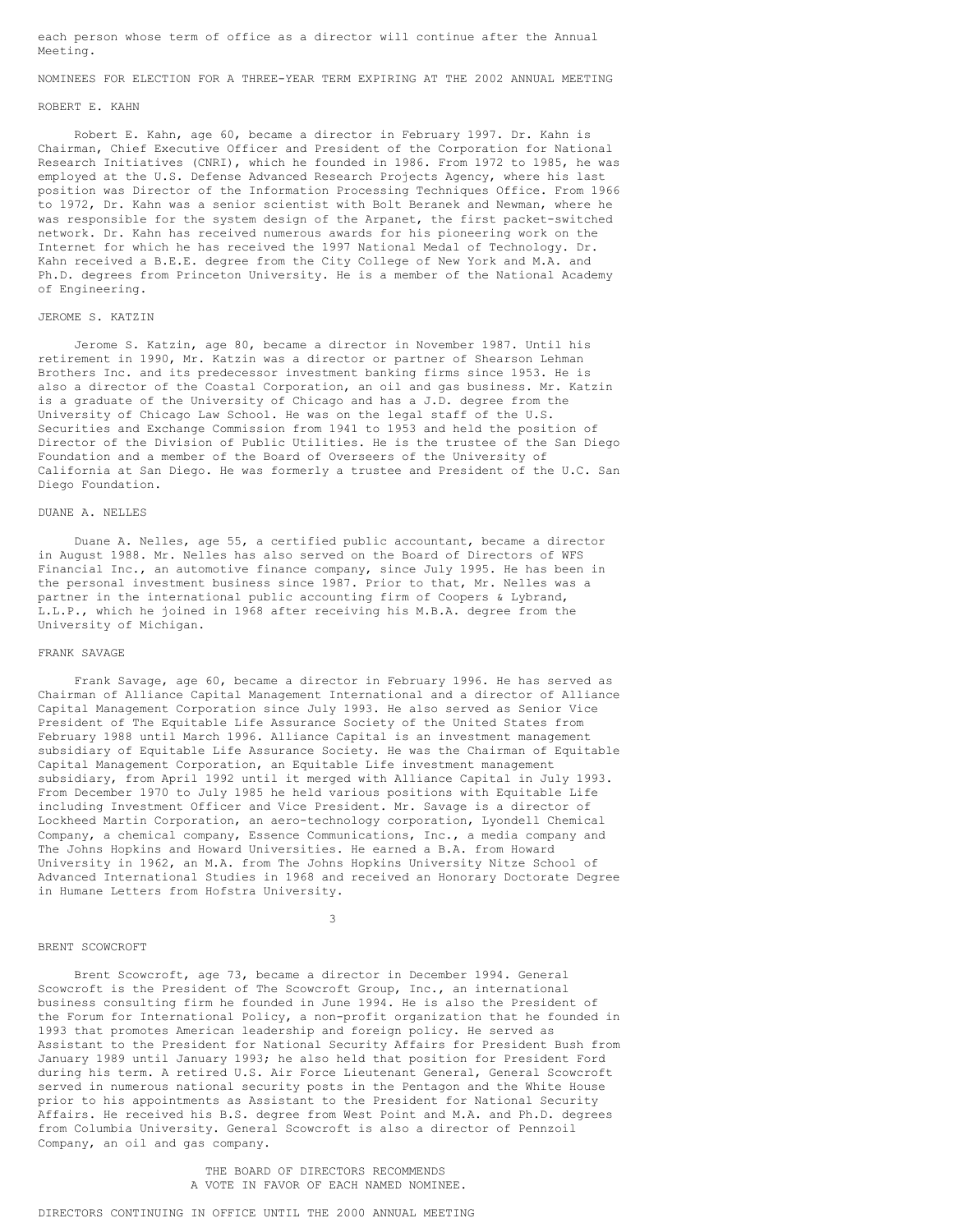each person whose term of office as a director will continue after the Annual Meeting.

## NOMINEES FOR ELECTION FOR A THREE-YEAR TERM EXPIRING AT THE 2002 ANNUAL MEETING

### ROBERT E. KAHN

Robert E. Kahn, age 60, became a director in February 1997. Dr. Kahn is Chairman, Chief Executive Officer and President of the Corporation for National Research Initiatives (CNRI), which he founded in 1986. From 1972 to 1985, he was employed at the U.S. Defense Advanced Research Projects Agency, where his last position was Director of the Information Processing Techniques Office. From 1966 to 1972, Dr. Kahn was a senior scientist with Bolt Beranek and Newman, where he was responsible for the system design of the Arpanet, the first packet-switched network. Dr. Kahn has received numerous awards for his pioneering work on the Internet for which he has received the 1997 National Medal of Technology. Dr. Kahn received a B.E.E. degree from the City College of New York and M.A. and Ph.D. degrees from Princeton University. He is a member of the National Academy of Engineering.

### JEROME S. KATZIN

Jerome S. Katzin, age 80, became a director in November 1987. Until his retirement in 1990, Mr. Katzin was a director or partner of Shearson Lehman Brothers Inc. and its predecessor investment banking firms since 1953. He is also a director of the Coastal Corporation, an oil and gas business. Mr. Katzin is a graduate of the University of Chicago and has a J.D. degree from the University of Chicago Law School. He was on the legal staff of the U.S. Securities and Exchange Commission from 1941 to 1953 and held the position of Director of the Division of Public Utilities. He is the trustee of the San Diego Foundation and a member of the Board of Overseers of the University of California at San Diego. He was formerly a trustee and President of the U.C. San Diego Foundation.

### DUANE A. NELLES

Duane A. Nelles, age 55, a certified public accountant, became a director in August 1988. Mr. Nelles has also served on the Board of Directors of WFS Financial Inc., an automotive finance company, since July 1995. He has been in the personal investment business since 1987. Prior to that, Mr. Nelles was a partner in the international public accounting firm of Coopers & Lybrand, L.L.P., which he joined in 1968 after receiving his M.B.A. degree from the University of Michigan.

### FRANK SAVAGE

Frank Savage, age 60, became a director in February 1996. He has served as Chairman of Alliance Capital Management International and a director of Alliance Capital Management Corporation since July 1993. He also served as Senior Vice President of The Equitable Life Assurance Society of the United States from February 1988 until March 1996. Alliance Capital is an investment management subsidiary of Equitable Life Assurance Society. He was the Chairman of Equitable Capital Management Corporation, an Equitable Life investment management subsidiary, from April 1992 until it merged with Alliance Capital in July 1993. From December 1970 to July 1985 he held various positions with Equitable Life including Investment Officer and Vice President. Mr. Savage is a director of Lockheed Martin Corporation, an aero-technology corporation, Lyondell Chemical Company, a chemical company, Essence Communications, Inc., a media company and The Johns Hopkins and Howard Universities. He earned a B.A. from Howard University in 1962, an M.A. from The Johns Hopkins University Nitze School of Advanced International Studies in 1968 and received an Honorary Doctorate Degree in Humane Letters from Hofstra University.

### BRENT SCOWCROFT

Brent Scowcroft, age 73, became a director in December 1994. General Scowcroft is the President of The Scowcroft Group, Inc., an international business consulting firm he founded in June 1994. He is also the President of the Forum for International Policy, a non-profit organization that he founded in 1993 that promotes American leadership and foreign policy. He served as Assistant to the President for National Security Affairs for President Bush from January 1989 until January 1993; he also held that position for President Ford during his term. A retired U.S. Air Force Lieutenant General, General Scowcroft served in numerous national security posts in the Pentagon and the White House prior to his appointments as Assistant to the President for National Security Affairs. He received his B.S. degree from West Point and M.A. and Ph.D. degrees from Columbia University. General Scowcroft is also a director of Pennzoil Company, an oil and gas company.

**THE BOARD OF DIRECTORS RECOMMENDS A VOTE IN FAVOR OF EACH NAMED NOMINEE.**

## DIRECTORS CONTINUING IN OFFICE UNTIL THE 2000 ANNUAL MEETING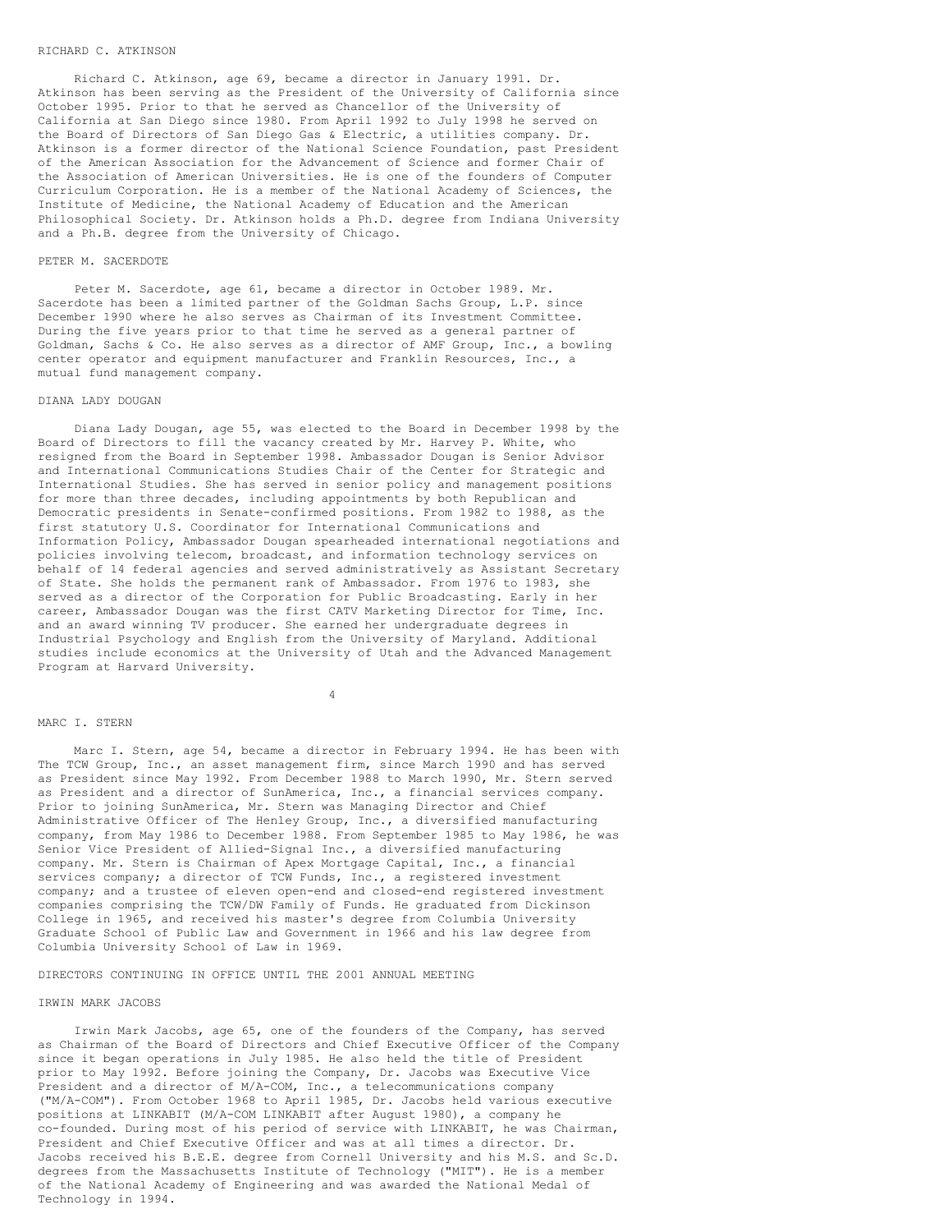### RICHARD C. ATKINSON

Richard C. Atkinson, age 69, became a director in January 1991. Dr. Atkinson has been serving as the President of the University of California since October 1995. Prior to that he served as Chancellor of the University of California at San Diego since 1980. From April 1992 to July 1998 he served on the Board of Directors of San Diego Gas & Electric, a utilities company. Dr. Atkinson is a former director of the National Science Foundation, past President of the American Association for the Advancement of Science and former Chair of the Association of American Universities. He is one of the founders of Computer Curriculum Corporation. He is a member of the National Academy of Sciences, the Institute of Medicine, the National Academy of Education and the American Philosophical Society. Dr. Atkinson holds a Ph.D. degree from Indiana University and a Ph.B. degree from the University of Chicago.

### PETER M. SACERDOTE

Peter M. Sacerdote, age 61, became a director in October 1989. Mr. Sacerdote has been a limited partner of the Goldman Sachs Group, L.P. since December 1990 where he also serves as Chairman of its Investment Committee. During the five years prior to that time he served as a general partner of Goldman, Sachs & Co. He also serves as a director of AMF Group, Inc., a bowling center operator and equipment manufacturer and Franklin Resources, Inc., a mutual fund management company.

### DIANA LADY DOUGAN

Diana Lady Dougan, age 55, was elected to the Board in December 1998 by the Board of Directors to fill the vacancy created by Mr. Harvey P. White, who resigned from the Board in September 1998. Ambassador Dougan is Senior Advisor and International Communications Studies Chair of the Center for Strategic and International Studies. She has served in senior policy and management positions for more than three decades, including appointments by both Republican and Democratic presidents in Senate-confirmed positions. From 1982 to 1988, as the first statutory U.S. Coordinator for International Communications and Information Policy, Ambassador Dougan spearheaded international negotiations and policies involving telecom, broadcast, and information technology services on behalf of 14 federal agencies and served administratively as Assistant Secretary of State. She holds the permanent rank of Ambassador. From 1976 to 1983, she served as a director of the Corporation for Public Broadcasting. Early in her career, Ambassador Dougan was the first CATV Marketing Director for Time, Inc. and an award winning TV producer. She earned her undergraduate degrees in Industrial Psychology and English from the University of Maryland. Additional studies include economics at the University of Utah and the Advanced Management Program at Harvard University.

### MARC I. STERN

Marc I. Stern, age 54, became a director in February 1994. He has been with The TCW Group, Inc., an asset management firm, since March 1990 and has served as President since May 1992. From December 1988 to March 1990, Mr. Stern served as President and a director of SunAmerica, Inc., a financial services company. Prior to joining SunAmerica, Mr. Stern was Managing Director and Chief Administrative Officer of The Henley Group, Inc., a diversified manufacturing company, from May 1986 to December 1988. From September 1985 to May 1986, he was Senior Vice President of Allied-Signal Inc., a diversified manufacturing company. Mr. Stern is Chairman of Apex Mortgage Capital, Inc., a financial services company; a director of TCW Funds, Inc., a registered investment company; and a trustee of eleven open-end and closed-end registered investment companies comprising the TCW/DW Family of Funds. He graduated from Dickinson College in 1965, and received his master's degree from Columbia University Graduate School of Public Law and Government in 1966 and his law degree from Columbia University School of Law in 1969.

## DIRECTORS CONTINUING IN OFFICE UNTIL THE 2001 ANNUAL MEETING

### IRWIN MARK JACOBS

Irwin Mark Jacobs, age 65, one of the founders of the Company, has served as Chairman of the Board of Directors and Chief Executive Officer of the Company since it began operations in July 1985. He also held the title of President prior to May 1992. Before joining the Company, Dr. Jacobs was Executive Vice President and a director of M/A-COM, Inc., a telecommunications company ("M/A-COM"). From October 1968 to April 1985, Dr. Jacobs held various executive positions at LINKABIT (M/A-COM LINKABIT after August 1980), a company he co-founded. During most of his period of service with LINKABIT, he was Chairman, President and Chief Executive Officer and was at all times a director. Dr. Jacobs received his B.E.E. degree from Cornell University and his M.S. and Sc.D. degrees from the Massachusetts Institute of Technology ("MIT"). He is a member of the National Academy of Engineering and was awarded the National Medal of Technology in 1994.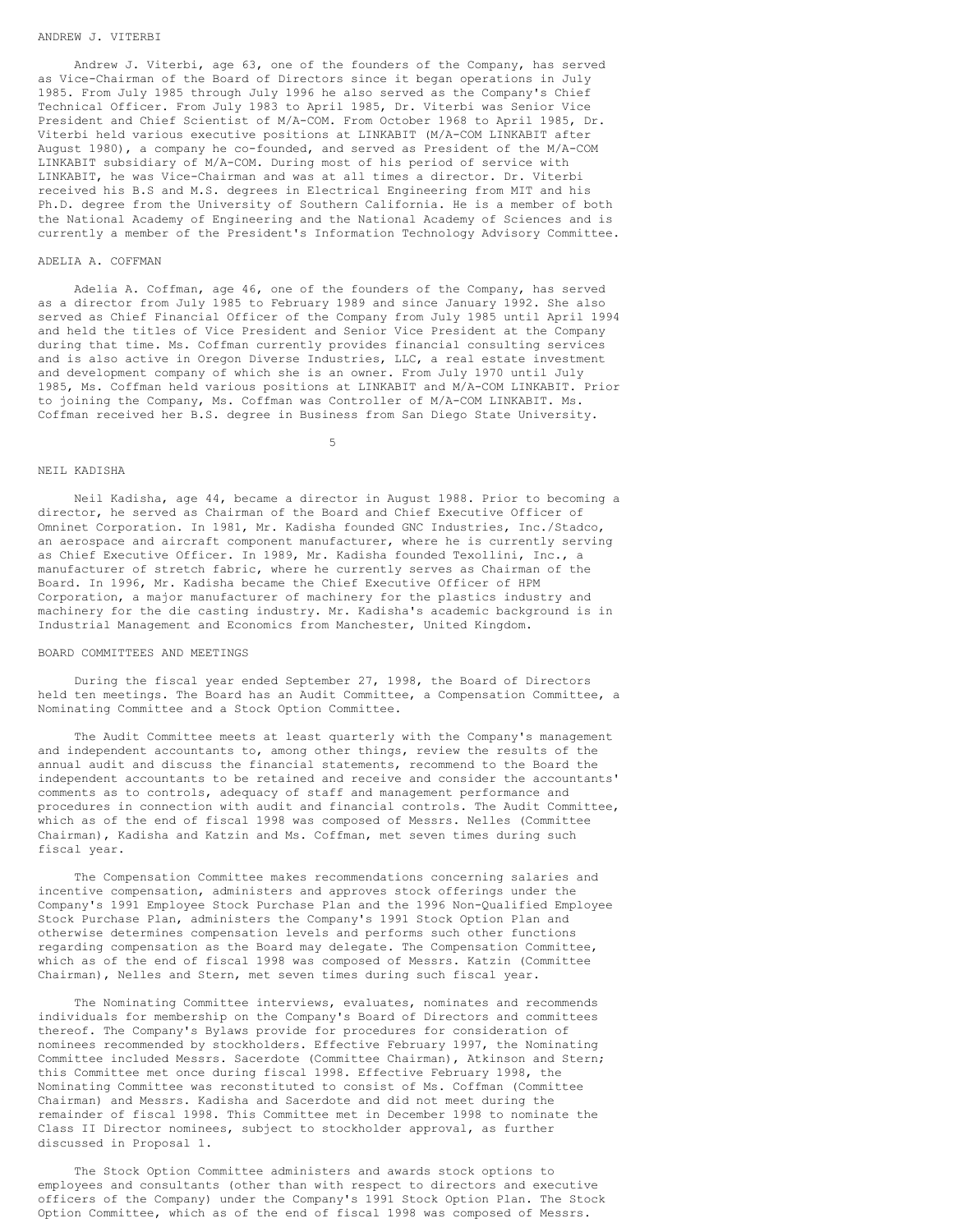ANDREW J. VITERBI

Andrew J. Viterbi, age 63, one of the founders of the Company, has served as Vice-Chairman of the Board of Directors since it began operations in July 1985. From July 1985 through July 1996 he also served as the Company's Chief Technical Officer. From July 1983 to April 1985, Dr. Viterbi was Senior Vice President and Chief Scientist of M/A-COM. From October 1968 to April 1985, Dr. Viterbi held various executive positions at LINKABIT (M/A-COM LINKABIT after August 1980), a company he co-founded, and served as President of the M/A-COM LINKABIT subsidiary of M/A-COM. During most of his period of service with LINKABIT, he was Vice-Chairman and was at all times a director. Dr. Viterbi received his B.S and M.S. degrees in Electrical Engineering from MIT and his Ph.D. degree from the University of Southern California. He is a member of both the National Academy of Engineering and the National Academy of Sciences and is currently a member of the President's Information Technology Advisory Committee.

ADELIA A. COFFMAN

Adelia A. Coffman, age 46, one of the founders of the Company, has served as a director from July 1985 to February 1989 and since January 1992. She also served as Chief Financial Officer of the Company from July 1985 until April 1994 and held the titles of Vice President and Senior Vice President at the Company during that time. Ms. Coffman currently provides financial consulting services and is also active in Oregon Diverse Industries, LLC, a real estate investment and development company of which she is an owner. From July 1970 until July 1985, Ms. Coffman held various positions at LINKABIT and M/A-COM LINKABIT. Prior to joining the Company, Ms. Coffman was Controller of M/A-COM LINKABIT. Ms. Coffman received her B.S. degree in Business from San Diego State University.

NEIL KADISHA

Neil Kadisha, age 44, became a director in August 1988. Prior to becoming a director, he served as Chairman of the Board and Chief Executive Officer of Omninet Corporation. In 1981, Mr. Kadisha founded GNC Industries, Inc./Stadco, an aerospace and aircraft component manufacturer, where he is currently serving as Chief Executive Officer. In 1989, Mr. Kadisha founded Texollini, Inc., a manufacturer of stretch fabric, where he currently serves as Chairman of the Board. In 1996, Mr. Kadisha became the Chief Executive Officer of HPM Corporation, a major manufacturer of machinery for the plastics industry and machinery for the die casting industry. Mr. Kadisha's academic background is in Industrial Management and Economics from Manchester, United Kingdom.

BOARD COMMITTEES AND MEETINGS

During the fiscal year ended September 27, 1998, the Board of Directors held ten meetings. The Board has an Audit Committee, a Compensation Committee, a Nominating Committee and a Stock Option Committee.

The Audit Committee meets at least quarterly with the Company's management and independent accountants to, among other things, review the results of the annual audit and discuss the financial statements, recommend to the Board the independent accountants to be retained and receive and consider the accountants' comments as to controls, adequacy of staff and management performance and procedures in connection with audit and financial controls. The Audit Committee, which as of the end of fiscal 1998 was composed of Messrs. Nelles (Committee Chairman), Kadisha and Katzin and Ms. Coffman, met seven times during such fiscal year.

The Compensation Committee makes recommendations concerning salaries and incentive compensation, administers and approves stock offerings under the Company's 1991 Employee Stock Purchase Plan and the 1996 Non-Qualified Employee Stock Purchase Plan, administers the Company's 1991 Stock Option Plan and otherwise determines compensation levels and performs such other functions regarding compensation as the Board may delegate. The Compensation Committee, which as of the end of fiscal 1998 was composed of Messrs. Katzin (Committee Chairman), Nelles and Stern, met seven times during such fiscal year.

The Nominating Committee interviews, evaluates, nominates and recommends individuals for membership on the Company's Board of Directors and committees thereof. The Company's Bylaws provide for procedures for consideration of nominees recommended by stockholders. Effective February 1997, the Nominating Committee included Messrs. Sacerdote (Committee Chairman), Atkinson and Stern; this Committee met once during fiscal 1998. Effective February 1998, the Nominating Committee was reconstituted to consist of Ms. Coffman (Committee Chairman) and Messrs. Kadisha and Sacerdote and did not meet during the remainder of fiscal 1998. This Committee met in December 1998 to nominate the Class II Director nominees, subject to stockholder approval, as further discussed in Proposal 1.

The Stock Option Committee administers and awards stock options to employees and consultants (other than with respect to directors and executive officers of the Company) under the Company's 1991 Stock Option Plan. The Stock Option Committee, which as of the end of fiscal 1998 was composed of Messrs.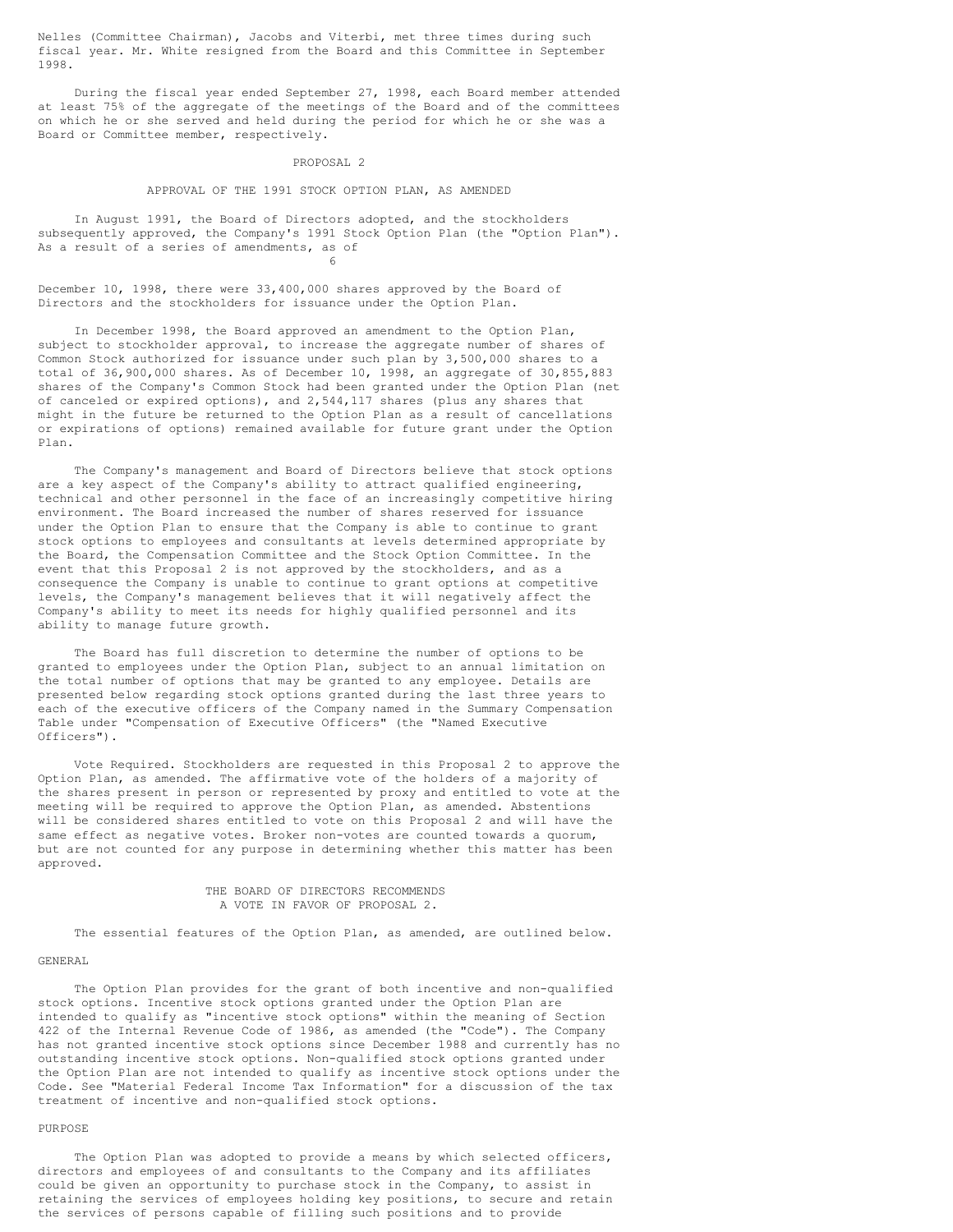Nelles (Committee Chairman), Jacobs and Viterbi, met three times during such fiscal year. Mr. White resigned from the Board and this Committee in September 1998.

During the fiscal year ended September 27, 1998, each Board member attended at least 75% of the aggregate of the meetings of the Board and of the committees on which he or she served and held during the period for which he or she was a Board or Committee member, respectively.

## PROPOSAL 2

## APPROVAL OF THE 1991 STOCK OPTION PLAN, AS AMENDED

In August 1991, the Board of Directors adopted, and the stockholders subsequently approved, the Company's 1991 Stock Option Plan (the "Option Plan"). As a result of a series of amendments, as of December 10, 1998, there were 33,400,000 shares approved by the Board of Directors and the stockholders for issuance under the Option Plan.

In December 1998, the Board approved an amendment to the Option Plan, subject to stockholder approval, to increase the aggregate number of shares of Common Stock authorized for issuance under such plan by 3,500,000 shares to a total of 36,900,000 shares. As of December 10, 1998, an aggregate of 30,855,883 shares of the Company's Common Stock had been granted under the Option Plan (net of canceled or expired options), and 2,544,117 shares (plus any shares that might in the future be returned to the Option Plan as a result of cancellations or expirations of options) remained available for future grant under the Option Plan.

The Company's management and Board of Directors believe that stock options are a key aspect of the Company's ability to attract qualified engineering, technical and other personnel in the face of an increasingly competitive hiring environment. The Board increased the number of shares reserved for issuance under the Option Plan to ensure that the Company is able to continue to grant stock options to employees and consultants at levels determined appropriate by the Board, the Compensation Committee and the Stock Option Committee. In the event that this Proposal 2 is not approved by the stockholders, and as a consequence the Company is unable to continue to grant options at competitive levels, the Company's management believes that it will negatively affect the Company's ability to meet its needs for highly qualified personnel and its ability to manage future growth.

The Board has full discretion to determine the number of options to be granted to employees under the Option Plan, subject to an annual limitation on the total number of options that may be granted to any employee. Details are presented below regarding stock options granted during the last three years to each of the executive officers of the Company named in the Summary Compensation Table under "Compensation of Executive Officers" (the "Named Executive Officers").

Vote Required. Stockholders are requested in this Proposal 2 to approve the Option Plan, as amended. The affirmative vote of the holders of a majority of the shares present in person or represented by proxy and entitled to vote at the meeting will be required to approve the Option Plan, as amended. Abstentions will be considered shares entitled to vote on this Proposal 2 and will have the same effect as negative votes. Broker non-votes are counted towards a quorum, but are not counted for any purpose in determining whether this matter has been approved.

THE BOARD OF DIRECTORS RECOMMENDS A VOTE IN FAVOR OF PROPOSAL 2.

The essential features of the Option Plan, as amended, are outlined below.

### GENERAL

The Option Plan provides for the grant of both incentive and non-qualified stock options. Incentive stock options granted under the Option Plan are intended to qualify as "incentive stock options" within the meaning of Section 422 of the Internal Revenue Code of 1986, as amended (the "Code"). The Company has not granted incentive stock options since December 1988 and currently has no outstanding incentive stock options. Non-qualified stock options granted under the Option Plan are not intended to qualify as incentive stock options under the Code. See "Material Federal Income Tax Information" for a discussion of the tax treatment of incentive and non-qualified stock options.

### PURPOSE

The Option Plan was adopted to provide a means by which selected officers, directors and employees of and consultants to the Company and its affiliates could be given an opportunity to purchase stock in the Company, to assist in retaining the services of employees holding key positions, to secure and retain the services of persons capable of filling such positions and to provide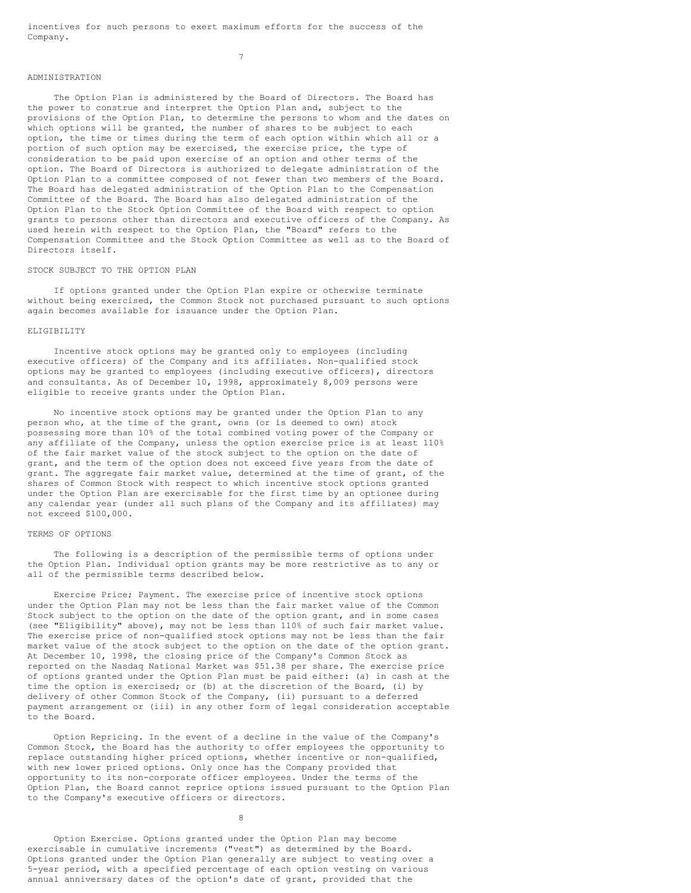incentives for such persons to exert maximum efforts for the success of the Company.

## ADMINISTRATION

The Option Plan is administered by the Board of Directors. The Board has the power to construe and interpret the Option Plan and, subject to the provisions of the Option Plan, to determine the persons to whom and the dates on which options will be granted, the number of shares to be subject to each option, the time or times during the term of each option within which all or a portion of such option may be exercised, the exercise price, the type of consideration to be paid upon exercise of an option and other terms of the option. The Board of Directors is authorized to delegate administration of the Option Plan to a committee composed of not fewer than two members of the Board. The Board has delegated administration of the Option Plan to the Compensation Committee of the Board. The Board has also delegated administration of the Option Plan to the Stock Option Committee of the Board with respect to option grants to persons other than directors and executive officers of the Company. As used herein with respect to the Option Plan, the "Board" refers to the Compensation Committee and the Stock Option Committee as well as to the Board of Directors itself.

## STOCK SUBJECT TO THE OPTION PLAN

If options granted under the Option Plan expire or otherwise terminate without being exercised, the Common Stock not purchased pursuant to such options again becomes available for issuance under the Option Plan.

## ELIGIBILITY

Incentive stock options may be granted only to employees (including executive officers) of the Company and its affiliates. Non-qualified stock options may be granted to employees (including executive officers), directors and consultants. As of December 10, 1998, approximately 8,009 persons were eligible to receive grants under the Option Plan.

No incentive stock options may be granted under the Option Plan to any person who, at the time of the grant, owns (or is deemed to own) stock possessing more than 10% of the total combined voting power of the Company or any affiliate of the Company, unless the option exercise price is at least 110% of the fair market value of the stock subject to the option on the date of grant, and the term of the option does not exceed five years from the date of grant. The aggregate fair market value, determined at the time of grant, of the shares of Common Stock with respect to which incentive stock options granted under the Option Plan are exercisable for the first time by an optionee during any calendar year (under all such plans of the Company and its affiliates) may not exceed $100,000.

## TERMS OF OPTIONS

The following is a description of the permissible terms of options under the Option Plan. Individual option grants may be more restrictive as to any or all of the permissible terms described below.

Exercise Price; Payment. The exercise price of incentive stock options under the Option Plan may not be less than the fair market value of the Common Stock subject to the option on the date of the option grant, and in some cases (see "Eligibility" above), may not be less than 110% of such fair market value. The exercise price of non-qualified stock options may not be less than the fair market value of the stock subject to the option on the date of the option grant. At December 10, 1998, the closing price of the Company's Common Stock as reported on the Nasdaq National Market was $51.38 per share. The exercise price of options granted under the Option Plan must be paid either: (a) in cash at the time the option is exercised; or (b) at the discretion of the Board, (i) by delivery of other Common Stock of the Company, (ii) pursuant to a deferred payment arrangement or (iii) in any other form of legal consideration acceptable to the Board.

Option Repricing. In the event of a decline in the value of the Company's Common Stock, the Board has the authority to offer employees the opportunity to replace outstanding higher priced options, whether incentive or non-qualified, with new lower priced options. Only once has the Company provided that opportunity to its non-corporate officer employees. Under the terms of the Option Plan, the Board cannot reprice options issued pursuant to the Option Plan to the Company's executive officers or directors.

Option Exercise. Options granted under the Option Plan may become exercisable in cumulative increments ("vest") as determined by the Board. Options granted under the Option Plan generally are subject to vesting over a 5-year period, with a specified percentage of each option vesting on various annual anniversary dates of the option's date of grant, provided that the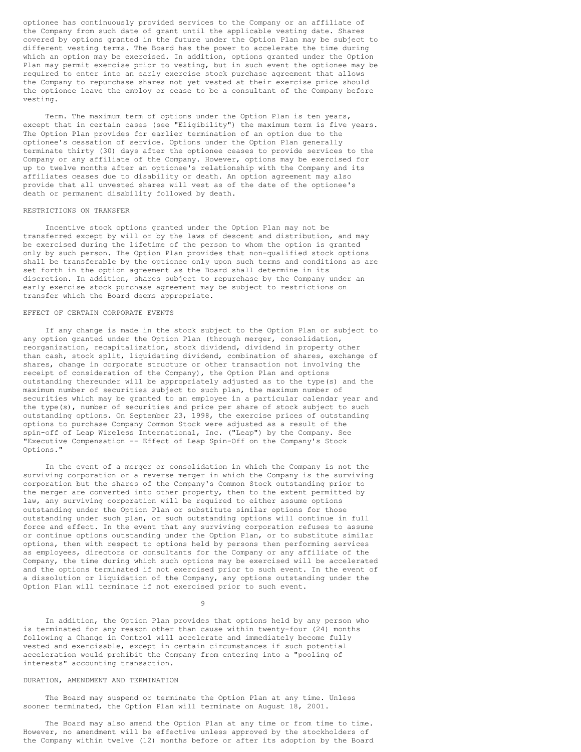optionee has continuously provided services to the Company or an affiliate of the Company from such date of grant until the applicable vesting date. Shares covered by options granted in the future under the Option Plan may be subject to different vesting terms. The Board has the power to accelerate the time during which an option may be exercised. In addition, options granted under the Option Plan may permit exercise prior to vesting, but in such event the optionee may be required to enter into an early exercise stock purchase agreement that allows the Company to repurchase shares not yet vested at their exercise price should the optionee leave the employ or cease to be a consultant of the Company before vesting.

Term. The maximum term of options under the Option Plan is ten years, except that in certain cases (see "Eligibility") the maximum term is five years. The Option Plan provides for earlier termination of an option due to the optionee's cessation of service. Options under the Option Plan generally terminate thirty (30) days after the optionee ceases to provide services to the Company or any affiliate of the Company. However, options may be exercised for up to twelve months after an optionee's relationship with the Company and its affiliates ceases due to disability or death. An option agreement may also provide that all unvested shares will vest as of the date of the optionee's death or permanent disability followed by death.

## RESTRICTIONS ON TRANSFER

Incentive stock options granted under the Option Plan may not be transferred except by will or by the laws of descent and distribution, and may be exercised during the lifetime of the person to whom the option is granted only by such person. The Option Plan provides that non-qualified stock options shall be transferable by the optionee only upon such terms and conditions as are set forth in the option agreement as the Board shall determine in its discretion. In addition, shares subject to repurchase by the Company under an early exercise stock purchase agreement may be subject to restrictions on transfer which the Board deems appropriate.

## EFFECT OF CERTAIN CORPORATE EVENTS

If any change is made in the stock subject to the Option Plan or subject to any option granted under the Option Plan (through merger, consolidation, reorganization, recapitalization, stock dividend, dividend in property other than cash, stock split, liquidating dividend, combination of shares, exchange of shares, change in corporate structure or other transaction not involving the receipt of consideration of the Company), the Option Plan and options outstanding thereunder will be appropriately adjusted as to the type(s) and the maximum number of securities subject to such plan, the maximum number of securities which may be granted to an employee in a particular calendar year and the type(s), number of securities and price per share of stock subject to such outstanding options. On September 23, 1998, the exercise prices of outstanding options to purchase Company Common Stock were adjusted as a result of the spin-off of Leap Wireless International, Inc. ("Leap") by the Company. See "Executive Compensation -- Effect of Leap Spin-Off on the Company's Stock Options."

In the event of a merger or consolidation in which the Company is not the surviving corporation or a reverse merger in which the Company is the surviving corporation but the shares of the Company's Common Stock outstanding prior to the merger are converted into other property, then to the extent permitted by law, any surviving corporation will be required to either assume options outstanding under the Option Plan or substitute similar options for those outstanding under such plan, or such outstanding options will continue in full force and effect. In the event that any surviving corporation refuses to assume or continue options outstanding under the Option Plan, or to substitute similar options, then with respect to options held by persons then performing services as employees, directors or consultants for the Company or any affiliate of the Company, the time during which such options may be exercised will be accelerated and the options terminated if not exercised prior to such event. In the event of a dissolution or liquidation of the Company, any options outstanding under the Option Plan will terminate if not exercised prior to such event.

In addition, the Option Plan provides that options held by any person who is terminated for any reason other than cause within twenty-four (24) months following a Change in Control will accelerate and immediately become fully vested and exercisable, except in certain circumstances if such potential acceleration would prohibit the Company from entering into a "pooling of interests" accounting transaction.

## DURATION, AMENDMENT AND TERMINATION

The Board may suspend or terminate the Option Plan at any time. Unless sooner terminated, the Option Plan will terminate on August 18, 2001.

The Board may also amend the Option Plan at any time or from time to time. However, no amendment will be effective unless approved by the stockholders of the Company within twelve (12) months before or after its adoption by the Board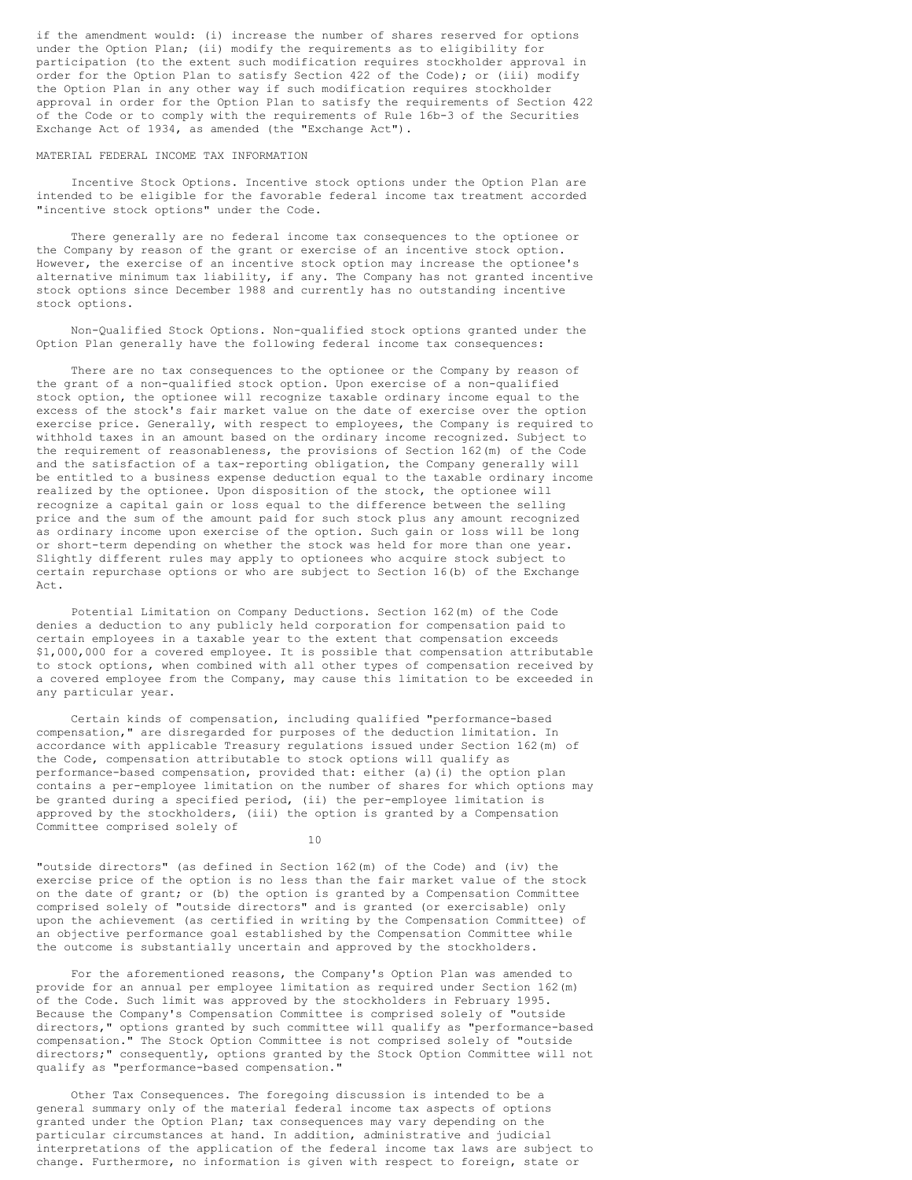if the amendment would: (i) increase the number of shares reserved for options under the Option Plan; (ii) modify the requirements as to eligibility for participation (to the extent such modification requires stockholder approval in order for the Option Plan to satisfy Section 422 of the Code); or (iii) modify the Option Plan in any other way if such modification requires stockholder approval in order for the Option Plan to satisfy the requirements of Section 422 of the Code or to comply with the requirements of Rule 16b-3 of the Securities Exchange Act of 1934, as amended (the "Exchange Act").

## MATERIAL FEDERAL INCOME TAX INFORMATION

Incentive Stock Options. Incentive stock options under the Option Plan are intended to be eligible for the favorable federal income tax treatment accorded "incentive stock options" under the Code.

There generally are no federal income tax consequences to the optionee or the Company by reason of the grant or exercise of an incentive stock option. However, the exercise of an incentive stock option may increase the optionee's alternative minimum tax liability, if any. The Company has not granted incentive stock options since December 1988 and currently has no outstanding incentive stock options.

Non-Qualified Stock Options. Non-qualified stock options granted under the Option Plan generally have the following federal income tax consequences:

There are no tax consequences to the optionee or the Company by reason of the grant of a non-qualified stock option. Upon exercise of a non-qualified stock option, the optionee will recognize taxable ordinary income equal to the excess of the stock's fair market value on the date of exercise over the option exercise price. Generally, with respect to employees, the Company is required to withhold taxes in an amount based on the ordinary income recognized. Subject to the requirement of reasonableness, the provisions of Section 162(m) of the Code and the satisfaction of a tax-reporting obligation, the Company generally will be entitled to a business expense deduction equal to the taxable ordinary income realized by the optionee. Upon disposition of the stock, the optionee will recognize a capital gain or loss equal to the difference between the selling price and the sum of the amount paid for such stock plus any amount recognized as ordinary income upon exercise of the option. Such gain or loss will be long or short-term depending on whether the stock was held for more than one year. Slightly different rules may apply to optionees who acquire stock subject to certain repurchase options or who are subject to Section 16(b) of the Exchange Act.

Potential Limitation on Company Deductions. Section 162(m) of the Code denies a deduction to any publicly held corporation for compensation paid to certain employees in a taxable year to the extent that compensation exceeds $1,000,000 for a covered employee. It is possible that compensation attributable to stock options, when combined with all other types of compensation received by a covered employee from the Company, may cause this limitation to be exceeded in any particular year.

Certain kinds of compensation, including qualified "performance-based compensation," are disregarded for purposes of the deduction limitation. In accordance with applicable Treasury regulations issued under Section 162(m) of the Code, compensation attributable to stock options will qualify as performance-based compensation, provided that: either (a)(i) the option plan contains a per-employee limitation on the number of shares for which options may be granted during a specified period, (ii) the per-employee limitation is approved by the stockholders, (iii) the option is granted by a Compensation Committee comprised solely of "outside directors" (as defined in Section 162(m) of the Code) and (iv) the exercise price of the option is no less than the fair market value of the stock on the date of grant; or (b) the option is granted by a Compensation Committee comprised solely of "outside directors" and is granted (or exercisable) only upon the achievement (as certified in writing by the Compensation Committee) of an objective performance goal established by the Compensation Committee while the outcome is substantially uncertain and approved by the stockholders.

For the aforementioned reasons, the Company's Option Plan was amended to provide for an annual per employee limitation as required under Section 162(m) of the Code. Such limit was approved by the stockholders in February 1995. Because the Company's Compensation Committee is comprised solely of "outside directors," options granted by such committee will qualify as "performance-based compensation." The Stock Option Committee is not comprised solely of "outside directors;" consequently, options granted by the Stock Option Committee will not qualify as "performance-based compensation."

Other Tax Consequences. The foregoing discussion is intended to be a general summary only of the material federal income tax aspects of options granted under the Option Plan; tax consequences may vary depending on the particular circumstances at hand. In addition, administrative and judicial interpretations of the application of the federal income tax laws are subject to change. Furthermore, no information is given with respect to foreign, state or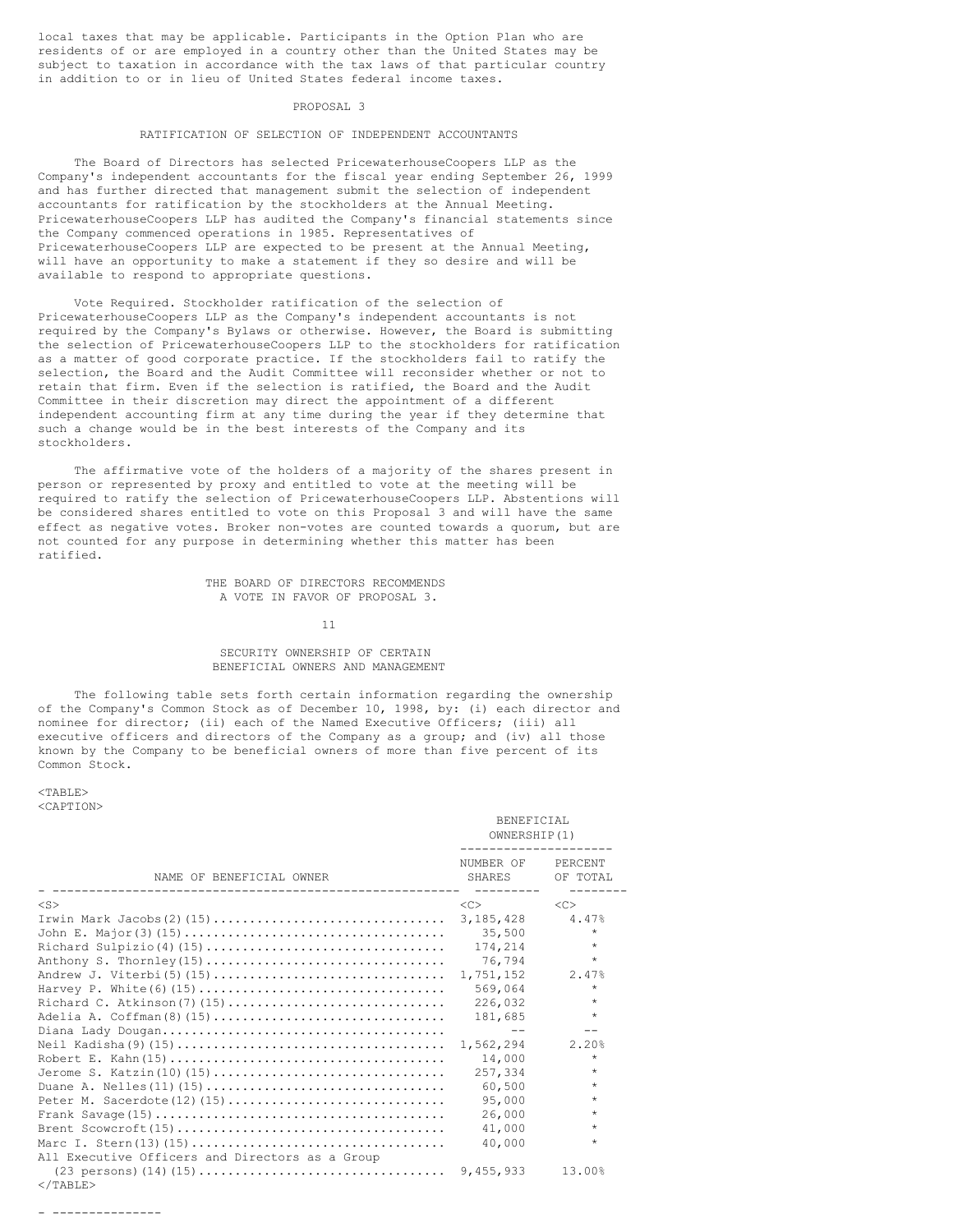local taxes that may be applicable. Participants in the Option Plan who are residents of or are employed in a country other than the United States may be subject to taxation in accordance with the tax laws of that particular country in addition to or in lieu of United States federal income taxes.

## PROPOSAL 3

## RATIFICATION OF SELECTION OF INDEPENDENT ACCOUNTANTS

The Board of Directors has selected PricewaterhouseCoopers LLP as the Company's independent accountants for the fiscal year ending September 26, 1999 and has further directed that management submit the selection of independent accountants for ratification by the stockholders at the Annual Meeting. PricewaterhouseCoopers LLP has audited the Company's financial statements since the Company commenced operations in 1985. Representatives of PricewaterhouseCoopers LLP are expected to be present at the Annual Meeting, will have an opportunity to make a statement if they so desire and will be available to respond to appropriate questions.

Vote Required. Stockholder ratification of the selection of PricewaterhouseCoopers LLP as the Company's independent accountants is not required by the Company's Bylaws or otherwise. However, the Board is submitting the selection of PricewaterhouseCoopers LLP to the stockholders for ratification as a matter of good corporate practice. If the stockholders fail to ratify the selection, the Board and the Audit Committee will reconsider whether or not to retain that firm. Even if the selection is ratified, the Board and the Audit Committee in their discretion may direct the appointment of a different independent accounting firm at any time during the year if they determine that such a change would be in the best interests of the Company and its stockholders.

The affirmative vote of the holders of a majority of the shares present in person or represented by proxy and entitled to vote at the meeting will be required to ratify the selection of PricewaterhouseCoopers LLP. Abstentions will be considered shares entitled to vote on this Proposal 3 and will have the same effect as negative votes. Broker non-votes are counted towards a quorum, but are not counted for any purpose in determining whether this matter has been ratified.

THE BOARD OF DIRECTORS RECOMMENDS
A VOTE IN FAVOR OF PROPOSAL 3.

## SECURITY OWNERSHIP OF CERTAIN BENEFICIAL OWNERS AND MANAGEMENT

The following table sets forth certain information regarding the ownership of the Company's Common Stock as of December 10, 1998, by: (i) each director and nominee for director; (ii) each of the Named Executive Officers; (iii) all executive officers and directors of the Company as a group; and (iv) all those known by the Company to be beneficial owners of more than five percent of its Common Stock.

| NAME OF BENEFICIAL OWNER | BENEFICIAL OWNERSHIP(1) NUMBER OF SHARES | PERCENT OF TOTAL |
|---|---|---|
| Irwin Mark Jacobs(2)(15) | 3,185,428 | 4.47% |
| John E. Major(3)(15) | 35,500 | * |
| Richard Sulpizio(4)(15) | 174,214 | * |
| Anthony S. Thornley(15) | 76,794 | * |
| Andrew J. Viterbi(5)(15) | 1,751,152 | 2.47% |
| Harvey P. White(6)(15) | 569,064 | * |
| Richard C. Atkinson(7)(15) | 226,032 | * |
| Adelia A. Coffman(8)(15) | 181,685 | * |
| Diana Lady Dougan | -- | -- |
| Neil Kadisha(9)(15) | 1,562,294 | 2.20% |
| Robert E. Kahn(15) | 14,000 | * |
| Jerome S. Katzin(10)(15) | 257,334 | * |
| Duane A. Nelles(11)(15) | 60,500 | * |
| Peter M. Sacerdote(12)(15) | 95,000 | * |
| Frank Savage(15) | 26,000 | * |
| Brent Scowcroft(15) | 41,000 | * |
| Marc I. Stern(13)(15) | 40,000 | * |
| All Executive Officers and Directors as a Group (23 persons)(14)(15) | 9,455,933 | 13.00% |

---------------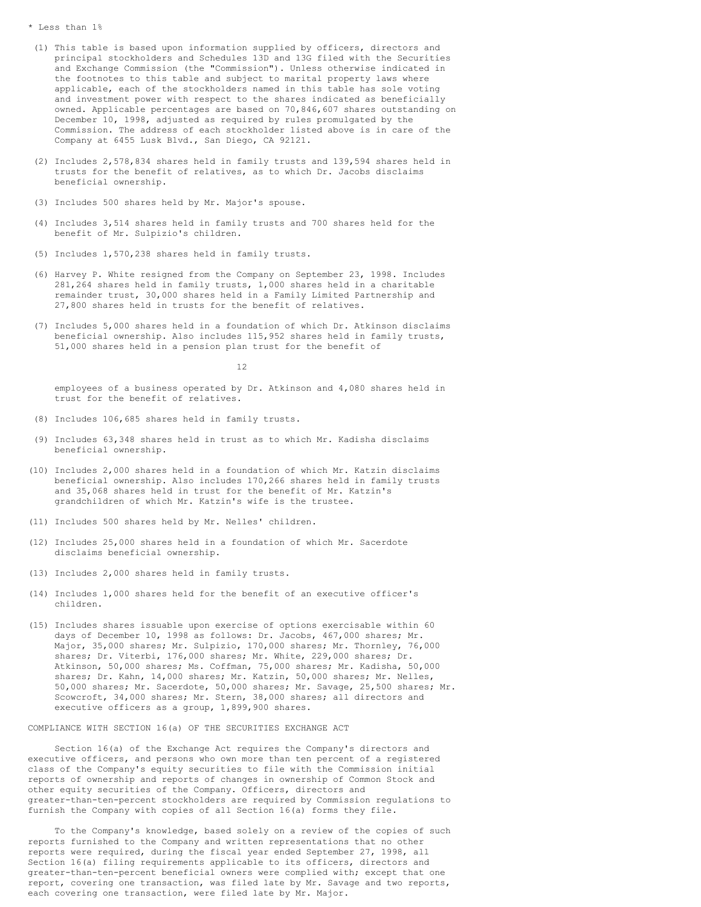\* Less than 1%

(1) This table is based upon information supplied by officers, directors and principal stockholders and Schedules 13D and 13G filed with the Securities and Exchange Commission (the "Commission"). Unless otherwise indicated in the footnotes to this table and subject to marital property laws where applicable, each of the stockholders named in this table has sole voting and investment power with respect to the shares indicated as beneficially owned. Applicable percentages are based on 70,846,607 shares outstanding on December 10, 1998, adjusted as required by rules promulgated by the Commission. The address of each stockholder listed above is in care of the Company at 6455 Lusk Blvd., San Diego, CA 92121.

(2) Includes 2,578,834 shares held in family trusts and 139,594 shares held in trusts for the benefit of relatives, as to which Dr. Jacobs disclaims beneficial ownership.

(3) Includes 500 shares held by Mr. Major's spouse.

(4) Includes 3,514 shares held in family trusts and 700 shares held for the benefit of Mr. Sulpizio's children.

(5) Includes 1,570,238 shares held in family trusts.

(6) Harvey P. White resigned from the Company on September 23, 1998. Includes 281,264 shares held in family trusts, 1,000 shares held in a charitable remainder trust, 30,000 shares held in a Family Limited Partnership and 27,800 shares held in trusts for the benefit of relatives.

(7) Includes 5,000 shares held in a foundation of which Dr. Atkinson disclaims beneficial ownership. Also includes 115,952 shares held in family trusts, 51,000 shares held in a pension plan trust for the benefit of employees of a business operated by Dr. Atkinson and 4,080 shares held in trust for the benefit of relatives.

(8) Includes 106,685 shares held in family trusts.

(9) Includes 63,348 shares held in trust as to which Mr. Kadisha disclaims beneficial ownership.

(10) Includes 2,000 shares held in a foundation of which Mr. Katzin disclaims beneficial ownership. Also includes 170,266 shares held in family trusts and 35,068 shares held in trust for the benefit of Mr. Katzin's grandchildren of which Mr. Katzin's wife is the trustee.

(11) Includes 500 shares held by Mr. Nelles' children.

(12) Includes 25,000 shares held in a foundation of which Mr. Sacerdote disclaims beneficial ownership.

(13) Includes 2,000 shares held in family trusts.

(14) Includes 1,000 shares held for the benefit of an executive officer's children.

(15) Includes shares issuable upon exercise of options exercisable within 60 days of December 10, 1998 as follows: Dr. Jacobs, 467,000 shares; Mr. Major, 35,000 shares; Mr. Sulpizio, 170,000 shares; Mr. Thornley, 76,000 shares; Dr. Viterbi, 176,000 shares; Mr. White, 229,000 shares; Dr. Atkinson, 50,000 shares; Ms. Coffman, 75,000 shares; Mr. Kadisha, 50,000 shares; Dr. Kahn, 14,000 shares; Mr. Katzin, 50,000 shares; Mr. Nelles, 50,000 shares; Mr. Sacerdote, 50,000 shares; Mr. Savage, 25,500 shares; Mr. Scowcroft, 34,000 shares; Mr. Stern, 38,000 shares; all directors and executive officers as a group, 1,899,900 shares.

## COMPLIANCE WITH SECTION 16(a) OF THE SECURITIES EXCHANGE ACT

Section 16(a) of the Exchange Act requires the Company's directors and executive officers, and persons who own more than ten percent of a registered class of the Company's equity securities to file with the Commission initial reports of ownership and reports of changes in ownership of Common Stock and other equity securities of the Company. Officers, directors and greater-than-ten-percent stockholders are required by Commission regulations to furnish the Company with copies of all Section 16(a) forms they file.

To the Company's knowledge, based solely on a review of the copies of such reports furnished to the Company and written representations that no other reports were required, during the fiscal year ended September 27, 1998, all Section 16(a) filing requirements applicable to its officers, directors and greater-than-ten-percent beneficial owners were complied with; except that one report, covering one transaction, was filed late by Mr. Savage and two reports, each covering one transaction, were filed late by Mr. Major.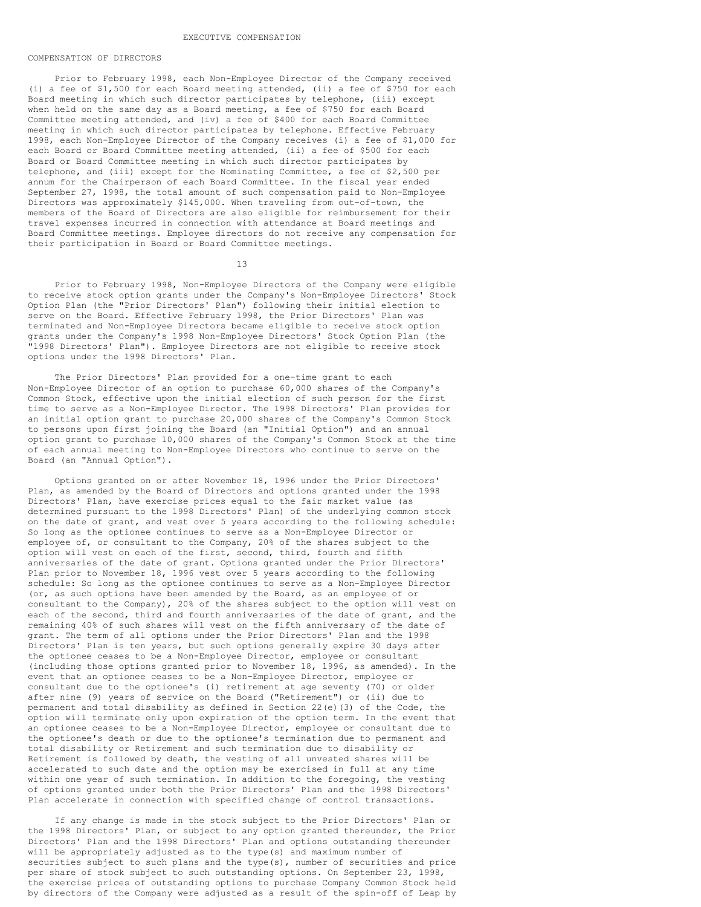# EXECUTIVE COMPENSATION

## COMPENSATION OF DIRECTORS

Prior to February 1998, each Non-Employee Director of the Company received (i) a fee of $1,500 for each Board meeting attended, (ii) a fee of $750 for each Board meeting in which such director participates by telephone, (iii) except when held on the same day as a Board meeting, a fee of $750 for each Board Committee meeting attended, and (iv) a fee of $400 for each Board Committee meeting in which such director participates by telephone. Effective February 1998, each Non-Employee Director of the Company receives (i) a fee of $1,000 for each Board or Board Committee meeting attended, (ii) a fee of $500 for each Board or Board Committee meeting in which such director participates by telephone, and (iii) except for the Nominating Committee, a fee of $2,500 per annum for the Chairperson of each Board Committee. In the fiscal year ended September 27, 1998, the total amount of such compensation paid to Non-Employee Directors was approximately $145,000. When traveling from out-of-town, the members of the Board of Directors are also eligible for reimbursement for their travel expenses incurred in connection with attendance at Board meetings and Board Committee meetings. Employee directors do not receive any compensation for their participation in Board or Board Committee meetings.

Prior to February 1998, Non-Employee Directors of the Company were eligible to receive stock option grants under the Company's Non-Employee Directors' Stock Option Plan (the "Prior Directors' Plan") following their initial election to serve on the Board. Effective February 1998, the Prior Directors' Plan was terminated and Non-Employee Directors became eligible to receive stock option grants under the Company's 1998 Non-Employee Directors' Stock Option Plan (the "1998 Directors' Plan"). Employee Directors are not eligible to receive stock options under the 1998 Directors' Plan.

The Prior Directors' Plan provided for a one-time grant to each Non-Employee Director of an option to purchase 60,000 shares of the Company's Common Stock, effective upon the initial election of such person for the first time to serve as a Non-Employee Director. The 1998 Directors' Plan provides for an initial option grant to purchase 20,000 shares of the Company's Common Stock to persons upon first joining the Board (an "Initial Option") and an annual option grant to purchase 10,000 shares of the Company's Common Stock at the time of each annual meeting to Non-Employee Directors who continue to serve on the Board (an "Annual Option").

Options granted on or after November 18, 1996 under the Prior Directors' Plan, as amended by the Board of Directors and options granted under the 1998 Directors' Plan, have exercise prices equal to the fair market value (as determined pursuant to the 1998 Directors' Plan) of the underlying common stock on the date of grant, and vest over 5 years according to the following schedule: So long as the optionee continues to serve as a Non-Employee Director or employee of, or consultant to the Company, 20% of the shares subject to the option will vest on each of the first, second, third, fourth and fifth anniversaries of the date of grant. Options granted under the Prior Directors' Plan prior to November 18, 1996 vest over 5 years according to the following schedule: So long as the optionee continues to serve as a Non-Employee Director (or, as such options have been amended by the Board, as an employee of or consultant to the Company), 20% of the shares subject to the option will vest on each of the second, third and fourth anniversaries of the date of grant, and the remaining 40% of such shares will vest on the fifth anniversary of the date of grant. The term of all options under the Prior Directors' Plan and the 1998 Directors' Plan is ten years, but such options generally expire 30 days after the optionee ceases to be a Non-Employee Director, employee or consultant (including those options granted prior to November 18, 1996, as amended). In the event that an optionee ceases to be a Non-Employee Director, employee or consultant due to the optionee's (i) retirement at age seventy (70) or older after nine (9) years of service on the Board ("Retirement") or (ii) due to permanent and total disability as defined in Section 22(e)(3) of the Code, the option will terminate only upon expiration of the option term. In the event that an optionee ceases to be a Non-Employee Director, employee or consultant due to the optionee's death or due to the optionee's termination due to permanent and total disability or Retirement and such termination due to disability or Retirement is followed by death, the vesting of all unvested shares will be accelerated to such date and the option may be exercised in full at any time within one year of such termination. In addition to the foregoing, the vesting of options granted under both the Prior Directors' Plan and the 1998 Directors' Plan accelerate in connection with specified change of control transactions.

If any change is made in the stock subject to the Prior Directors' Plan or the 1998 Directors' Plan, or subject to any option granted thereunder, the Prior Directors' Plan and the 1998 Directors' Plan and options outstanding thereunder will be appropriately adjusted as to the type(s) and maximum number of securities subject to such plans and the type(s), number of securities and price per share of stock subject to such outstanding options. On September 23, 1998, the exercise prices of outstanding options to purchase Company Common Stock held by directors of the Company were adjusted as a result of the spin-off of Leap by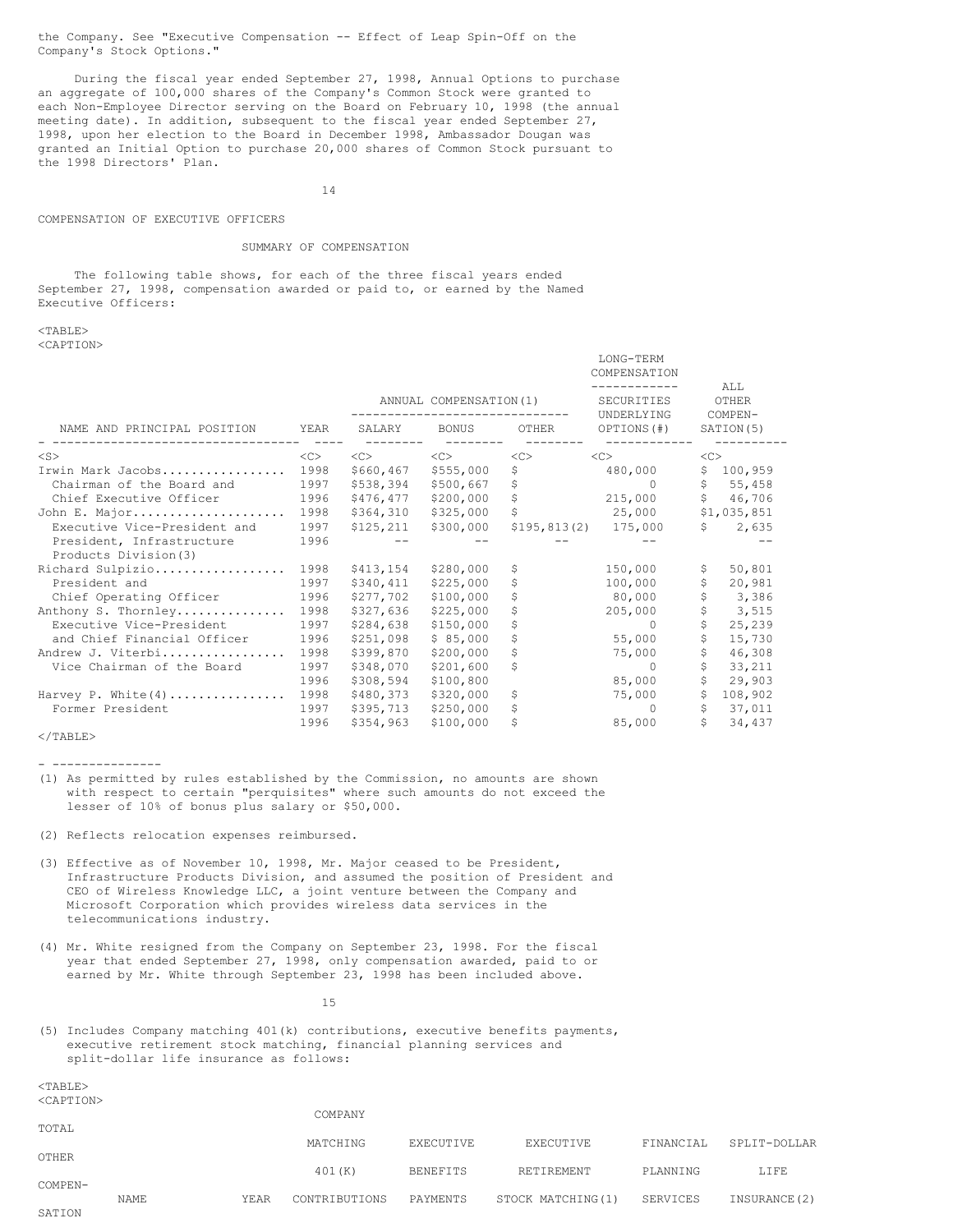the Company. See "Executive Compensation -- Effect of Leap Spin-Off on the Company's Stock Options."

During the fiscal year ended September 27, 1998, Annual Options to purchase an aggregate of 100,000 shares of the Company's Common Stock were granted to each Non-Employee Director serving on the Board on February 10, 1998 (the annual meeting date). In addition, subsequent to the fiscal year ended September 27, 1998, upon her election to the Board in December 1998, Ambassador Dougan was granted an Initial Option to purchase 20,000 shares of Common Stock pursuant to the 1998 Directors' Plan.

## COMPENSATION OF EXECUTIVE OFFICERS

### SUMMARY OF COMPENSATION

The following table shows, for each of the three fiscal years ended September 27, 1998, compensation awarded or paid to, or earned by the Named Executive Officers:

| | | ANNUAL COMPENSATION(1) | | | LONG-TERM COMPENSATION | |
|---|---|---|---|---|---|---|
| NAME AND PRINCIPAL POSITION | YEAR | SALARY | BONUS | OTHER | SECURITIES UNDERLYING OPTIONS(#) | ALL OTHER COMPEN-SATION(5) |
| Irwin Mark Jacobs | 1998 | $660,467 | $555,000 | $ | 480,000 | $ 100,959 |
| Chairman of the Board and | 1997 | $538,394 | $500,667 | $ | 0 | $ 55,458 |
| Chief Executive Officer | 1996 | $476,477 | $200,000 | $ | 215,000 | $ 46,706 |
| John E. Major | 1998 | $364,310 | $325,000 | $ | 25,000 | $1,035,851 |
| Executive Vice-President and | 1997 | $125,211 | $300,000 | $195,813(2) | 175,000 | $ 2,635 |
| President, Infrastructure Products Division(3) | 1996 | -- | -- | -- | -- | -- |
| Richard Sulpizio | 1998 | $413,154 | $280,000 | $ | 150,000 | $ 50,801 |
| President and | 1997 | $340,411 | $225,000 | $ | 100,000 | $ 20,981 |
| Chief Operating Officer | 1996 | $277,702 | $100,000 | $ | 80,000 | $ 3,386 |
| Anthony S. Thornley | 1998 | $327,636 | $225,000 | $ | 205,000 | $ 3,515 |
| Executive Vice-President | 1997 | $284,638 | $150,000 | $ | 0 | $ 25,239 |
| and Chief Financial Officer | 1996 | $251,098 | $ 85,000 | $ | 55,000 | $ 15,730 |
| Andrew J. Viterbi | 1998 | $399,870 | $200,000 | $ | 75,000 | $ 46,308 |
| Vice Chairman of the Board | 1997 | $348,070 | $201,600 | $ | 0 | $ 33,211 |
| | 1996 | $308,594 | $100,800 | | 85,000 | $ 29,903 |
| Harvey P. White(4) | 1998 | $480,373 | $320,000 | $ | 75,000 | $ 108,902 |
| Former President | 1997 | $395,713 | $250,000 | $ | 0 | $ 37,011 |
| | 1996 | $354,963 | $100,000 | $ | 85,000 | $ 34,437 |

---------------

(1) As permitted by rules established by the Commission, no amounts are shown with respect to certain "perquisites" where such amounts do not exceed the lesser of 10% of bonus plus salary or $50,000.

(2) Reflects relocation expenses reimbursed.

(3) Effective as of November 10, 1998, Mr. Major ceased to be President, Infrastructure Products Division, and assumed the position of President and CEO of Wireless Knowledge LLC, a joint venture between the Company and Microsoft Corporation which provides wireless data services in the telecommunications industry.

(4) Mr. White resigned from the Company on September 23, 1998. For the fiscal year that ended September 27, 1998, only compensation awarded, paid to or earned by Mr. White through September 23, 1998 has been included above.

(5) Includes Company matching 401(k) contributions, executive benefits payments, executive retirement stock matching, financial planning services and split-dollar life insurance as follows:

| NAME | YEAR | COMPANY MATCHING 401(K) CONTRIBUTIONS | EXECUTIVE BENEFITS PAYMENTS | EXECUTIVE RETIREMENT STOCK MATCHING(1) | FINANCIAL PLANNING SERVICES | SPLIT-DOLLAR LIFE INSURANCE(2) | TOTAL OTHER COMPEN-SATION |
|---|---|---|---|---|---|---|---|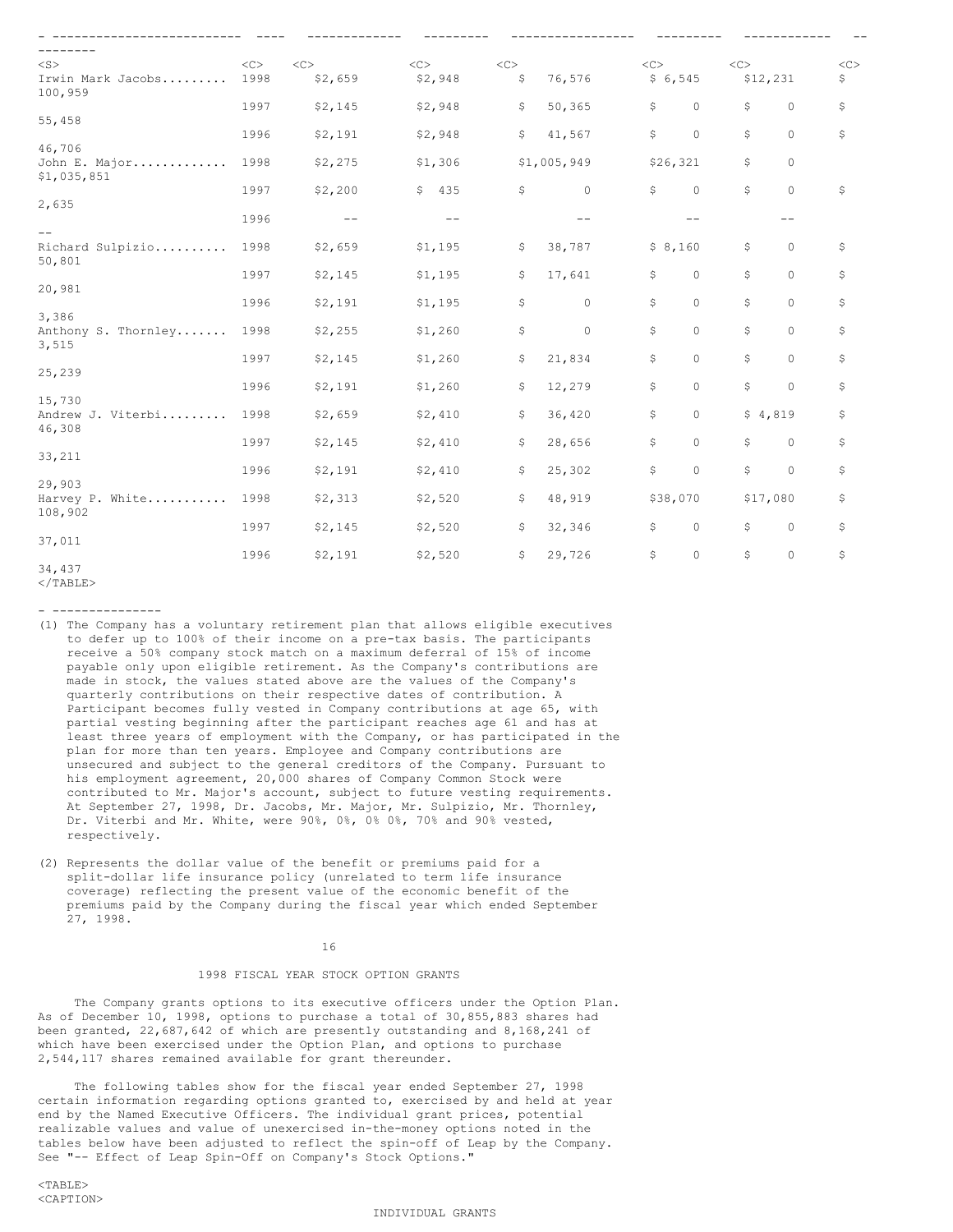| | | | | | | | |
|---|---|---|---|---|---|---|---|
| Irwin Mark Jacobs......... | 1998 | $2,659 | $2,948 | $ 76,576 | $ 6,545 | $12,231 | $ 100,959 |
| | 1997 | $2,145 | $2,948 | $ 50,365 | $ 0 | $ 0 | $ 55,458 |
| | 1996 | $2,191 | $2,948 | $ 41,567 | $ 0 | $ 0 | $ 46,706 |
| John E. Major............. | 1998 | $2,275 | $1,306 | $1,005,949 | $26,321 | $ 0 | $1,035,851 |
| | 1997 | $2,200 | $ 435 | $ 0 | $ 0 | $ 0 | $ 2,635 |
| | 1996 | -- | -- | -- | -- | -- | -- |
| Richard Sulpizio.......... | 1998 | $2,659 | $1,195 | $ 38,787 | $ 8,160 | $ 0 | $ 50,801 |
| | 1997 | $2,145 | $1,195 | $ 17,641 | $ 0 | $ 0 | $ 20,981 |
| | 1996 | $2,191 | $1,195 | $ 0 | $ 0 | $ 0 | $ 3,386 |
| Anthony S. Thornley....... | 1998 | $2,255 | $1,260 | $ 0 | $ 0 | $ 0 | $ 3,515 |
| | 1997 | $2,145 | $1,260 | $ 21,834 | $ 0 | $ 0 | $ 25,239 |
| | 1996 | $2,191 | $1,260 | $ 12,279 | $ 0 | $ 0 | $ 15,730 |
| Andrew J. Viterbi......... | 1998 | $2,659 | $2,410 | $ 36,420 | $ 0 | $ 4,819 | $ 46,308 |
| | 1997 | $2,145 | $2,410 | $ 28,656 | $ 0 | $ 0 | $ 33,211 |
| | 1996 | $2,191 | $2,410 | $ 25,302 | $ 0 | $ 0 | $ 29,903 |
| Harvey P. White........... | 1998 | $2,313 | $2,520 | $ 48,919 | $38,070 | $17,080 | $ 108,902 |
| | 1997 | $2,145 | $2,520 | $ 32,346 | $ 0 | $ 0 | $ 37,011 |
| | 1996 | $2,191 | $2,520 | $ 29,726 | $ 0 | $ 0 | $ 34,437 |

---------------

(1) The Company has a voluntary retirement plan that allows eligible executives to defer up to 100% of their income on a pre-tax basis. The participants receive a 50% company stock match on a maximum deferral of 15% of income payable only upon eligible retirement. As the Company's contributions are made in stock, the values stated above are the values of the Company's quarterly contributions on their respective dates of contribution. A Participant becomes fully vested in Company contributions at age 65, with partial vesting beginning after the participant reaches age 61 and has at least three years of employment with the Company, or has participated in the plan for more than ten years. Employee and Company contributions are unsecured and subject to the general creditors of the Company. Pursuant to his employment agreement, 20,000 shares of Company Common Stock were contributed to Mr. Major's account, subject to future vesting requirements. At September 27, 1998, Dr. Jacobs, Mr. Major, Mr. Sulpizio, Mr. Thornley, Dr. Viterbi and Mr. White, were 90%, 0%, 0% 0%, 70% and 90% vested, respectively.

(2) Represents the dollar value of the benefit or premiums paid for a split-dollar life insurance policy (unrelated to term life insurance coverage) reflecting the present value of the economic benefit of the premiums paid by the Company during the fiscal year which ended September 27, 1998.

## 1998 FISCAL YEAR STOCK OPTION GRANTS

The Company grants options to its executive officers under the Option Plan. As of December 10, 1998, options to purchase a total of 30,855,883 shares had been granted, 22,687,642 of which are presently outstanding and 8,168,241 of which have been exercised under the Option Plan, and options to purchase 2,544,117 shares remained available for grant thereunder.

The following tables show for the fiscal year ended September 27, 1998 certain information regarding options granted to, exercised by and held at year end by the Named Executive Officers. The individual grant prices, potential realizable values and value of unexercised in-the-money options noted in the tables below have been adjusted to reflect the spin-off of Leap by the Company. See "-- Effect of Leap Spin-Off on Company's Stock Options."

INDIVIDUAL GRANTS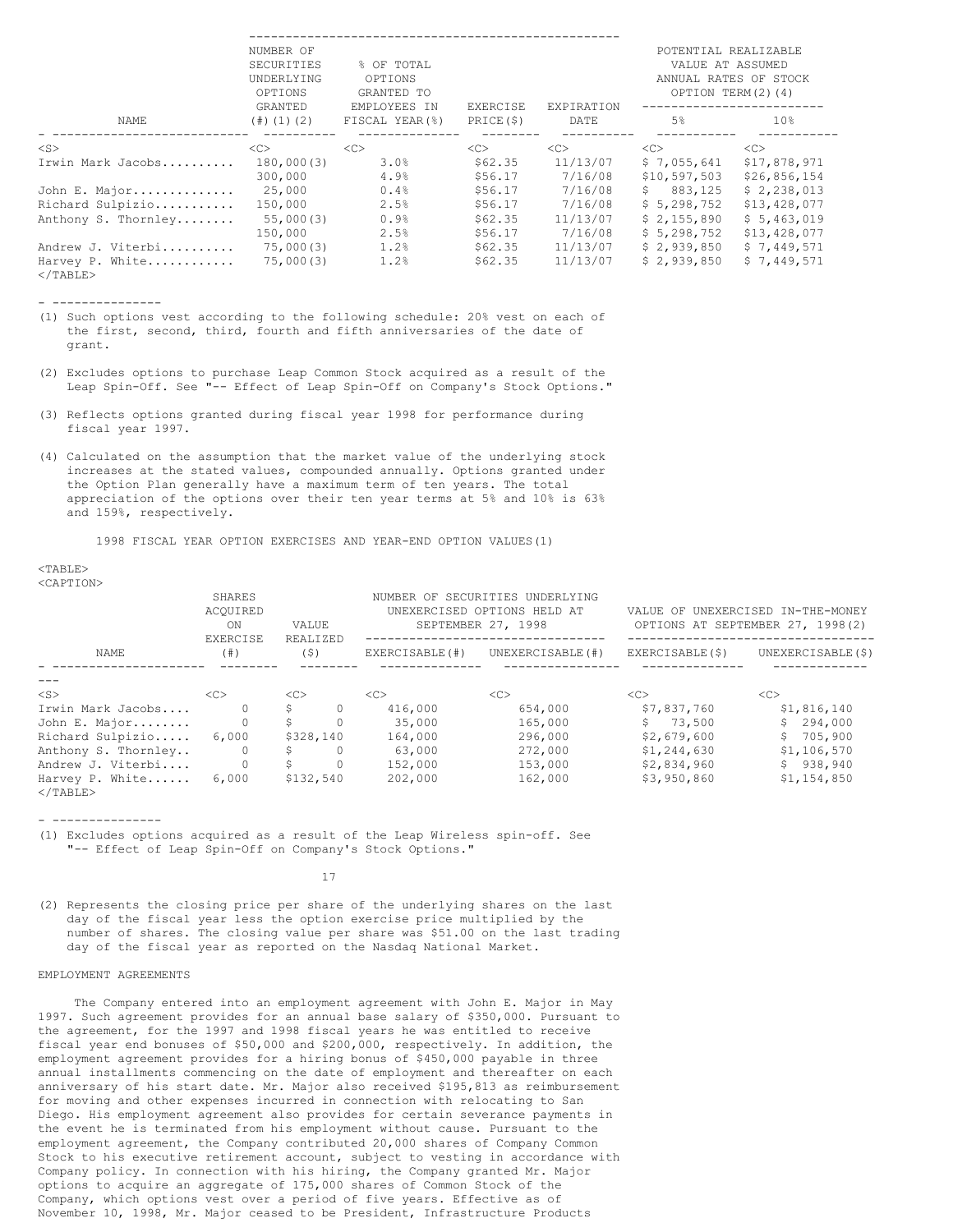| NAME | NUMBER OF SECURITIES UNDERLYING OPTIONS GRANTED (#)(1)(2) | % OF TOTAL OPTIONS GRANTED TO EMPLOYEES IN FISCAL YEAR(%) | EXERCISE PRICE($) | EXPIRATION DATE | POTENTIAL REALIZABLE VALUE AT ASSUMED ANNUAL RATES OF STOCK OPTION TERM(2)(4) 5% | 10% |
|---|---|---|---|---|---|---|
| Irwin Mark Jacobs | 180,000(3) | 3.0% | $62.35 | 11/13/07 | $ 7,055,641 | $17,878,971 |
| | 300,000 | 4.9% | $56.17 | 7/16/08 | $10,597,503 | $26,856,154 |
| John E. Major | 25,000 | 0.4% | $56.17 | 7/16/08 | $ 883,125 | $ 2,238,013 |
| Richard Sulpizio | 150,000 | 2.5% | $56.17 | 7/16/08 | $ 5,298,752 | $13,428,077 |
| Anthony S. Thornley | 55,000(3) | 0.9% | $62.35 | 11/13/07 | $ 2,155,890 | $ 5,463,019 |
| | 150,000 | 2.5% | $56.17 | 7/16/08 | $ 5,298,752 | $13,428,077 |
| Andrew J. Viterbi | 75,000(3) | 1.2% | $62.35 | 11/13/07 | $ 2,939,850 | $ 7,449,571 |
| Harvey P. White | 75,000(3) | 1.2% | $62.35 | 11/13/07 | $ 2,939,850 | $ 7,449,571 |

(1) Such options vest according to the following schedule: 20% vest on each of the first, second, third, fourth and fifth anniversaries of the date of grant.

(2) Excludes options to purchase Leap Common Stock acquired as a result of the Leap Spin-Off. See "-- Effect of Leap Spin-Off on Company's Stock Options."

(3) Reflects options granted during fiscal year 1998 for performance during fiscal year 1997.

(4) Calculated on the assumption that the market value of the underlying stock increases at the stated values, compounded annually. Options granted under the Option Plan generally have a maximum term of ten years. The total appreciation of the options over their ten year terms at 5% and 10% is 63% and 159%, respectively.

1998 FISCAL YEAR OPTION EXERCISES AND YEAR-END OPTION VALUES(1)

| NAME | SHARES ACQUIRED ON EXERCISE (#) | VALUE REALIZED ($) | NUMBER OF SECURITIES UNDERLYING UNEXERCISED OPTIONS HELD AT SEPTEMBER 27, 1998 EXERCISABLE(#) | UNEXERCISABLE(#) | VALUE OF UNEXERCISED IN-THE-MONEY OPTIONS AT SEPTEMBER 27, 1998(2) EXERCISABLE($) | UNEXERCISABLE($) |
|---|---|---|---|---|---|---|
| Irwin Mark Jacobs | 0 | $ 0 | 416,000 | 654,000 | $7,837,760 | $1,816,140 |
| John E. Major | 0 | $ 0 | 35,000 | 165,000 | $ 73,500 | $ 294,000 |
| Richard Sulpizio | 6,000 | $328,140 | 164,000 | 296,000 | $2,679,600 | $ 705,900 |
| Anthony S. Thornley | 0 | $ 0 | 63,000 | 272,000 | $1,244,630 | $1,106,570 |
| Andrew J. Viterbi | 0 | $ 0 | 152,000 | 153,000 | $2,834,960 | $ 938,940 |
| Harvey P. White | 6,000 | $132,540 | 202,000 | 162,000 | $3,950,860 | $1,154,850 |

(1) Excludes options acquired as a result of the Leap Wireless spin-off. See "-- Effect of Leap Spin-Off on Company's Stock Options."

(2) Represents the closing price per share of the underlying shares on the last day of the fiscal year less the option exercise price multiplied by the number of shares. The closing value per share was $51.00 on the last trading day of the fiscal year as reported on the Nasdaq National Market.

EMPLOYMENT AGREEMENTS

The Company entered into an employment agreement with John E. Major in May 1997. Such agreement provides for an annual base salary of $350,000. Pursuant to the agreement, for the 1997 and 1998 fiscal years he was entitled to receive fiscal year end bonuses of $50,000 and $200,000, respectively. In addition, the employment agreement provides for a hiring bonus of $450,000 payable in three annual installments commencing on the date of employment and thereafter on each anniversary of his start date. Mr. Major also received $195,813 as reimbursement for moving and other expenses incurred in connection with relocating to San Diego. His employment agreement also provides for certain severance payments in the event he is terminated from his employment without cause. Pursuant to the employment agreement, the Company contributed 20,000 shares of Company Common Stock to his executive retirement account, subject to vesting in accordance with Company policy. In connection with his hiring, the Company granted Mr. Major options to acquire an aggregate of 175,000 shares of Common Stock of the Company, which options vest over a period of five years. Effective as of November 10, 1998, Mr. Major ceased to be President, Infrastructure Products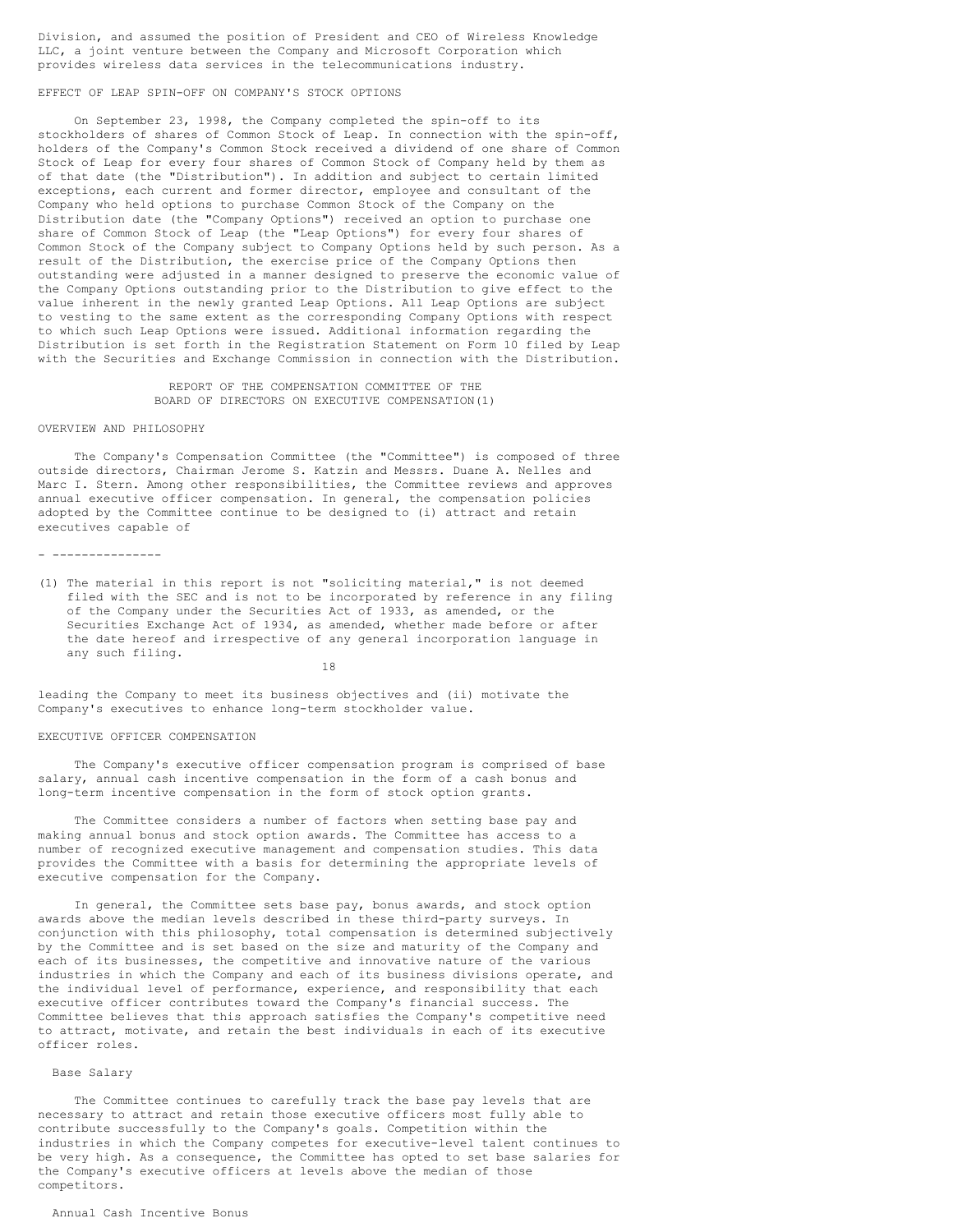Division, and assumed the position of President and CEO of Wireless Knowledge LLC, a joint venture between the Company and Microsoft Corporation which provides wireless data services in the telecommunications industry.

## EFFECT OF LEAP SPIN-OFF ON COMPANY'S STOCK OPTIONS

On September 23, 1998, the Company completed the spin-off to its stockholders of shares of Common Stock of Leap. In connection with the spin-off, holders of the Company's Common Stock received a dividend of one share of Common Stock of Leap for every four shares of Common Stock of Company held by them as of that date (the "Distribution"). In addition and subject to certain limited exceptions, each current and former director, employee and consultant of the Company who held options to purchase Common Stock of the Company on the Distribution date (the "Company Options") received an option to purchase one share of Common Stock of Leap (the "Leap Options") for every four shares of Common Stock of the Company subject to Company Options held by such person. As a result of the Distribution, the exercise price of the Company Options then outstanding were adjusted in a manner designed to preserve the economic value of the Company Options outstanding prior to the Distribution to give effect to the value inherent in the newly granted Leap Options. All Leap Options are subject to vesting to the same extent as the corresponding Company Options with respect to which such Leap Options were issued. Additional information regarding the Distribution is set forth in the Registration Statement on Form 10 filed by Leap with the Securities and Exchange Commission in connection with the Distribution.

## REPORT OF THE COMPENSATION COMMITTEE OF THE BOARD OF DIRECTORS ON EXECUTIVE COMPENSATION(1)

### OVERVIEW AND PHILOSOPHY

The Company's Compensation Committee (the "Committee") is composed of three outside directors, Chairman Jerome S. Katzin and Messrs. Duane A. Nelles and Marc I. Stern. Among other responsibilities, the Committee reviews and approves annual executive officer compensation. In general, the compensation policies adopted by the Committee continue to be designed to (i) attract and retain executives capable of leading the Company to meet its business objectives and (ii) motivate the Company's executives to enhance long-term stockholder value.

---------------

(1) The material in this report is not "soliciting material," is not deemed filed with the SEC and is not to be incorporated by reference in any filing of the Company under the Securities Act of 1933, as amended, or the Securities Exchange Act of 1934, as amended, whether made before or after the date hereof and irrespective of any general incorporation language in any such filing.

### EXECUTIVE OFFICER COMPENSATION

The Company's executive officer compensation program is comprised of base salary, annual cash incentive compensation in the form of a cash bonus and long-term incentive compensation in the form of stock option grants.

The Committee considers a number of factors when setting base pay and making annual bonus and stock option awards. The Committee has access to a number of recognized executive management and compensation studies. This data provides the Committee with a basis for determining the appropriate levels of executive compensation for the Company.

In general, the Committee sets base pay, bonus awards, and stock option awards above the median levels described in these third-party surveys. In conjunction with this philosophy, total compensation is determined subjectively by the Committee and is set based on the size and maturity of the Company and each of its businesses, the competitive and innovative nature of the various industries in which the Company and each of its business divisions operate, and the individual level of performance, experience, and responsibility that each executive officer contributes toward the Company's financial success. The Committee believes that this approach satisfies the Company's competitive need to attract, motivate, and retain the best individuals in each of its executive officer roles.

#### Base Salary

The Committee continues to carefully track the base pay levels that are necessary to attract and retain those executive officers most fully able to contribute successfully to the Company's goals. Competition within the industries in which the Company competes for executive-level talent continues to be very high. As a consequence, the Committee has opted to set base salaries for the Company's executive officers at levels above the median of those competitors.

#### Annual Cash Incentive Bonus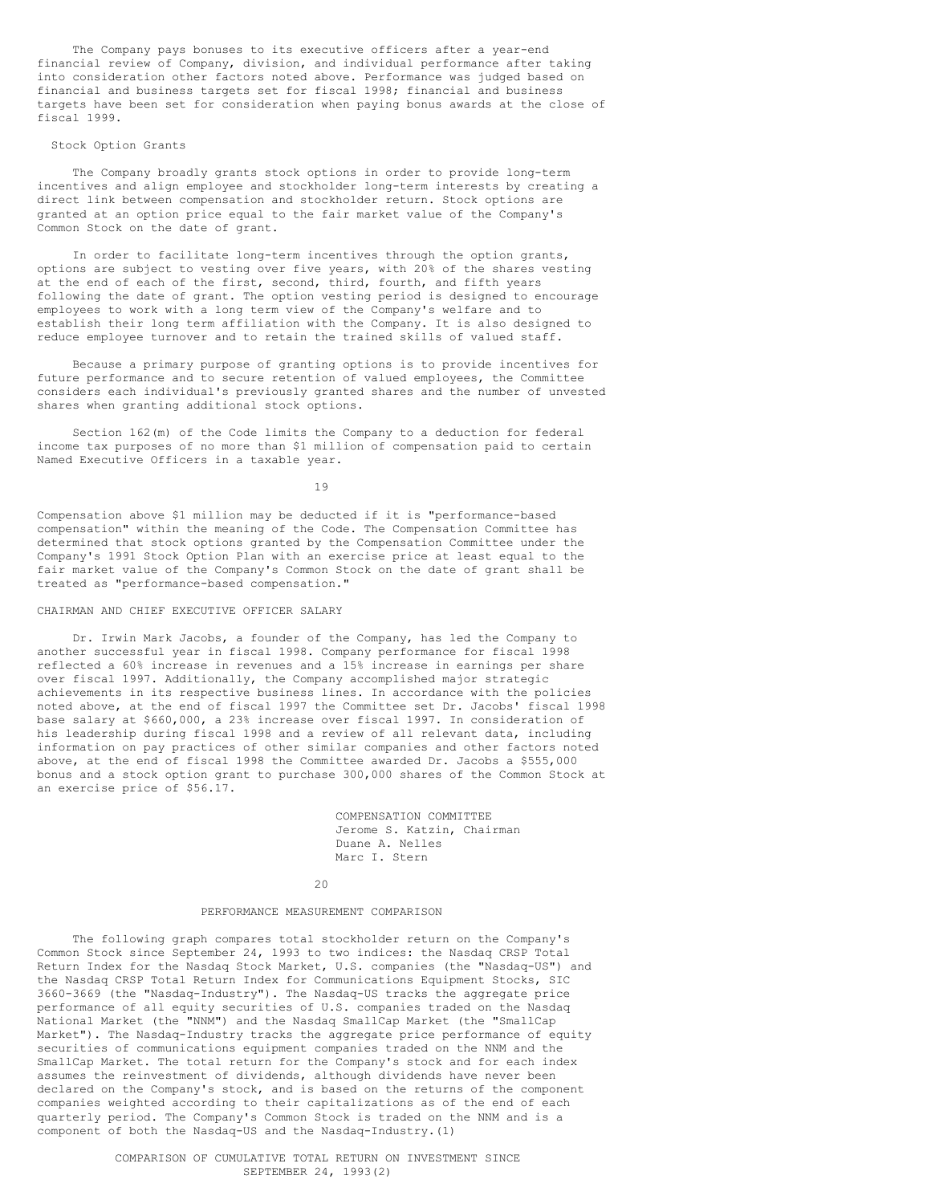The Company pays bonuses to its executive officers after a year-end financial review of Company, division, and individual performance after taking into consideration other factors noted above. Performance was judged based on financial and business targets set for fiscal 1998; financial and business targets have been set for consideration when paying bonus awards at the close of fiscal 1999.

### Stock Option Grants

The Company broadly grants stock options in order to provide long-term incentives and align employee and stockholder long-term interests by creating a direct link between compensation and stockholder return. Stock options are granted at an option price equal to the fair market value of the Company's Common Stock on the date of grant.

In order to facilitate long-term incentives through the option grants, options are subject to vesting over five years, with 20% of the shares vesting at the end of each of the first, second, third, fourth, and fifth years following the date of grant. The option vesting period is designed to encourage employees to work with a long term view of the Company's welfare and to establish their long term affiliation with the Company. It is also designed to reduce employee turnover and to retain the trained skills of valued staff.

Because a primary purpose of granting options is to provide incentives for future performance and to secure retention of valued employees, the Committee considers each individual's previously granted shares and the number of unvested shares when granting additional stock options.

Section 162(m) of the Code limits the Company to a deduction for federal income tax purposes of no more than $1 million of compensation paid to certain Named Executive Officers in a taxable year.

Compensation above $1 million may be deducted if it is "performance-based compensation" within the meaning of the Code. The Compensation Committee has determined that stock options granted by the Compensation Committee under the Company's 1991 Stock Option Plan with an exercise price at least equal to the fair market value of the Company's Common Stock on the date of grant shall be treated as "performance-based compensation."

### CHAIRMAN AND CHIEF EXECUTIVE OFFICER SALARY

Dr. Irwin Mark Jacobs, a founder of the Company, has led the Company to another successful year in fiscal 1998. Company performance for fiscal 1998 reflected a 60% increase in revenues and a 15% increase in earnings per share over fiscal 1997. Additionally, the Company accomplished major strategic achievements in its respective business lines. In accordance with the policies noted above, at the end of fiscal 1997 the Committee set Dr. Jacobs' fiscal 1998 base salary at $660,000, a 23% increase over fiscal 1997. In consideration of his leadership during fiscal 1998 and a review of all relevant data, including information on pay practices of other similar companies and other factors noted above, at the end of fiscal 1998 the Committee awarded Dr. Jacobs a $555,000 bonus and a stock option grant to purchase 300,000 shares of the Common Stock at an exercise price of $56.17.

COMPENSATION COMMITTEE
Jerome S. Katzin, Chairman
Duane A. Nelles
Marc I. Stern

## PERFORMANCE MEASUREMENT COMPARISON

The following graph compares total stockholder return on the Company's Common Stock since September 24, 1993 to two indices: the Nasdaq CRSP Total Return Index for the Nasdaq Stock Market, U.S. companies (the "Nasdaq-US") and the Nasdaq CRSP Total Return Index for Communications Equipment Stocks, SIC 3660-3669 (the "Nasdaq-Industry"). The Nasdaq-US tracks the aggregate price performance of all equity securities of U.S. companies traded on the Nasdaq National Market (the "NNM") and the Nasdaq SmallCap Market (the "SmallCap Market"). The Nasdaq-Industry tracks the aggregate price performance of equity securities of communications equipment companies traded on the NNM and the SmallCap Market. The total return for the Company's stock and for each index assumes the reinvestment of dividends, although dividends have never been declared on the Company's stock, and is based on the returns of the component companies weighted according to their capitalizations as of the end of each quarterly period. The Company's Common Stock is traded on the NNM and is a component of both the Nasdaq-US and the Nasdaq-Industry.(1)

COMPARISON OF CUMULATIVE TOTAL RETURN ON INVESTMENT SINCE SEPTEMBER 24, 1993(2)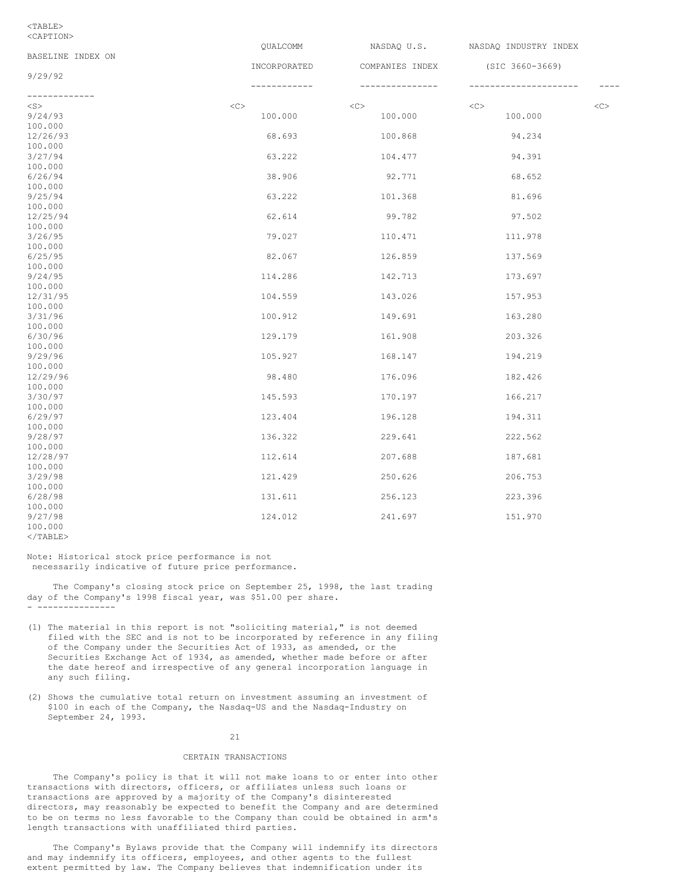| 9/29/92 | QUALCOMM INCORPORATED | NASDAQ U.S. COMPANIES INDEX | NASDAQ INDUSTRY INDEX (SIC 3660-3669) | BASELINE INDEX ON |
|---|---|---|---|---|
| 9/24/93 | 100.000 | 100.000 | 100.000 | 100.000 |
| 12/26/93 | 68.693 | 100.868 | 94.234 | 100.000 |
| 3/27/94 | 63.222 | 104.477 | 94.391 | 100.000 |
| 6/26/94 | 38.906 | 92.771 | 68.652 | 100.000 |
| 9/25/94 | 63.222 | 101.368 | 81.696 | 100.000 |
| 12/25/94 | 62.614 | 99.782 | 97.502 | 100.000 |
| 3/26/95 | 79.027 | 110.471 | 111.978 | 100.000 |
| 6/25/95 | 82.067 | 126.859 | 137.569 | 100.000 |
| 9/24/95 | 114.286 | 142.713 | 173.697 | 100.000 |
| 12/31/95 | 104.559 | 143.026 | 157.953 | 100.000 |
| 3/31/96 | 100.912 | 149.691 | 163.280 | 100.000 |
| 6/30/96 | 129.179 | 161.908 | 203.326 | 100.000 |
| 9/29/96 | 105.927 | 168.147 | 194.219 | 100.000 |
| 12/29/96 | 98.480 | 176.096 | 182.426 | 100.000 |
| 3/30/97 | 145.593 | 170.197 | 166.217 | 100.000 |
| 6/29/97 | 123.404 | 196.128 | 194.311 | 100.000 |
| 9/28/97 | 136.322 | 229.641 | 222.562 | 100.000 |
| 12/28/97 | 112.614 | 207.688 | 187.681 | 100.000 |
| 3/29/98 | 121.429 | 250.626 | 206.753 | 100.000 |
| 6/28/98 | 131.611 | 256.123 | 223.396 | 100.000 |
| 9/27/98 | 124.012 | 241.697 | 151.970 | 100.000 |

Note: Historical stock price performance is not necessarily indicative of future price performance.

The Company's closing stock price on September 25, 1998, the last trading day of the Company's 1998 fiscal year, was $51.00 per share.

---

(1) The material in this report is not "soliciting material," is not deemed filed with the SEC and is not to be incorporated by reference in any filing of the Company under the Securities Act of 1933, as amended, or the Securities Exchange Act of 1934, as amended, whether made before or after the date hereof and irrespective of any general incorporation language in any such filing.

(2) Shows the cumulative total return on investment assuming an investment of $100 in each of the Company, the Nasdaq-US and the Nasdaq-Industry on September 24, 1993.

## CERTAIN TRANSACTIONS

The Company's policy is that it will not make loans to or enter into other transactions with directors, officers, or affiliates unless such loans or transactions are approved by a majority of the Company's disinterested directors, may reasonably be expected to benefit the Company and are determined to be on terms no less favorable to the Company than could be obtained in arm's length transactions with unaffiliated third parties.

The Company's Bylaws provide that the Company will indemnify its directors and may indemnify its officers, employees, and other agents to the fullest extent permitted by law. The Company believes that indemnification under its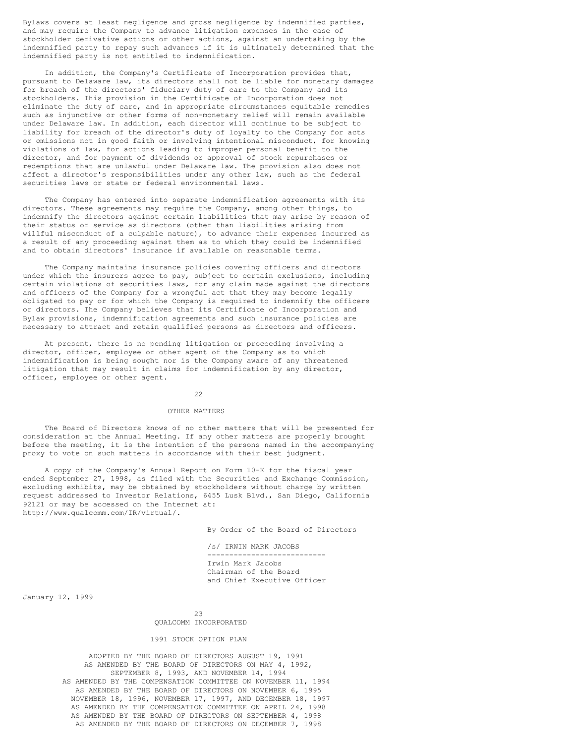Bylaws covers at least negligence and gross negligence by indemnified parties, and may require the Company to advance litigation expenses in the case of stockholder derivative actions or other actions, against an undertaking by the indemnified party to repay such advances if it is ultimately determined that the indemnified party is not entitled to indemnification.

In addition, the Company's Certificate of Incorporation provides that, pursuant to Delaware law, its directors shall not be liable for monetary damages for breach of the directors' fiduciary duty of care to the Company and its stockholders. This provision in the Certificate of Incorporation does not eliminate the duty of care, and in appropriate circumstances equitable remedies such as injunctive or other forms of non-monetary relief will remain available under Delaware law. In addition, each director will continue to be subject to liability for breach of the director's duty of loyalty to the Company for acts or omissions not in good faith or involving intentional misconduct, for knowing violations of law, for actions leading to improper personal benefit to the director, and for payment of dividends or approval of stock repurchases or redemptions that are unlawful under Delaware law. The provision also does not affect a director's responsibilities under any other law, such as the federal securities laws or state or federal environmental laws.

The Company has entered into separate indemnification agreements with its directors. These agreements may require the Company, among other things, to indemnify the directors against certain liabilities that may arise by reason of their status or service as directors (other than liabilities arising from willful misconduct of a culpable nature), to advance their expenses incurred as a result of any proceeding against them as to which they could be indemnified and to obtain directors' insurance if available on reasonable terms.

The Company maintains insurance policies covering officers and directors under which the insurers agree to pay, subject to certain exclusions, including certain violations of securities laws, for any claim made against the directors and officers of the Company for a wrongful act that they may become legally obligated to pay or for which the Company is required to indemnify the officers or directors. The Company believes that its Certificate of Incorporation and Bylaw provisions, indemnification agreements and such insurance policies are necessary to attract and retain qualified persons as directors and officers.

At present, there is no pending litigation or proceeding involving a director, officer, employee or other agent of the Company as to which indemnification is being sought nor is the Company aware of any threatened litigation that may result in claims for indemnification by any director, officer, employee or other agent.

## OTHER MATTERS

The Board of Directors knows of no other matters that will be presented for consideration at the Annual Meeting. If any other matters are properly brought before the meeting, it is the intention of the persons named in the accompanying proxy to vote on such matters in accordance with their best judgment.

A copy of the Company's Annual Report on Form 10-K for the fiscal year ended September 27, 1998, as filed with the Securities and Exchange Commission, excluding exhibits, may be obtained by stockholders without charge by written request addressed to Investor Relations, 6455 Lusk Blvd., San Diego, California 92121 or may be accessed on the Internet at: http://www.qualcomm.com/IR/virtual/.

By Order of the Board of Directors

/s/ IRWIN MARK JACOBS

---

Irwin Mark Jacobs
Chairman of the Board
and Chief Executive Officer

January 12, 1999

# QUALCOMM INCORPORATED

## 1991 STOCK OPTION PLAN

ADOPTED BY THE BOARD OF DIRECTORS AUGUST 19, 1991
AS AMENDED BY THE BOARD OF DIRECTORS ON MAY 4, 1992,
SEPTEMBER 8, 1993, AND NOVEMBER 14, 1994
AS AMENDED BY THE COMPENSATION COMMITTEE ON NOVEMBER 11, 1994
AS AMENDED BY THE BOARD OF DIRECTORS ON NOVEMBER 6, 1995
NOVEMBER 18, 1996, NOVEMBER 17, 1997, AND DECEMBER 18, 1997
AS AMENDED BY THE COMPENSATION COMMITTEE ON APRIL 24, 1998
AS AMENDED BY THE BOARD OF DIRECTORS ON SEPTEMBER 4, 1998
AS AMENDED BY THE BOARD OF DIRECTORS ON DECEMBER 7, 1998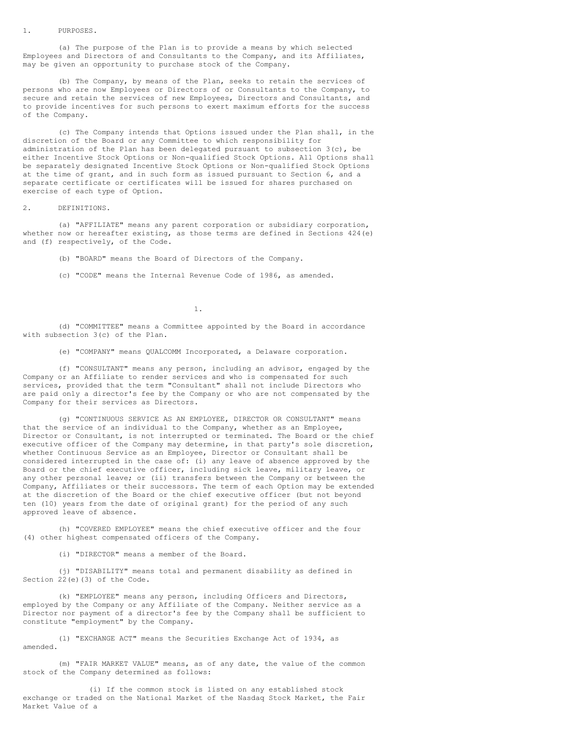## 1. PURPOSES.

(a) The purpose of the Plan is to provide a means by which selected Employees and Directors of and Consultants to the Company, and its Affiliates, may be given an opportunity to purchase stock of the Company.

(b) The Company, by means of the Plan, seeks to retain the services of persons who are now Employees or Directors of or Consultants to the Company, to secure and retain the services of new Employees, Directors and Consultants, and to provide incentives for such persons to exert maximum efforts for the success of the Company.

(c) The Company intends that Options issued under the Plan shall, in the discretion of the Board or any Committee to which responsibility for administration of the Plan has been delegated pursuant to subsection 3(c), be either Incentive Stock Options or Non-qualified Stock Options. All Options shall be separately designated Incentive Stock Options or Non-qualified Stock Options at the time of grant, and in such form as issued pursuant to Section 6, and a separate certificate or certificates will be issued for shares purchased on exercise of each type of Option.

## 2. DEFINITIONS.

(a) "AFFILIATE" means any parent corporation or subsidiary corporation, whether now or hereafter existing, as those terms are defined in Sections 424(e) and (f) respectively, of the Code.

(b) "BOARD" means the Board of Directors of the Company.

(c) "CODE" means the Internal Revenue Code of 1986, as amended.

(d) "COMMITTEE" means a Committee appointed by the Board in accordance with subsection 3(c) of the Plan.

(e) "COMPANY" means QUALCOMM Incorporated, a Delaware corporation.

(f) "CONSULTANT" means any person, including an advisor, engaged by the Company or an Affiliate to render services and who is compensated for such services, provided that the term "Consultant" shall not include Directors who are paid only a director's fee by the Company or who are not compensated by the Company for their services as Directors.

(g) "CONTINUOUS SERVICE AS AN EMPLOYEE, DIRECTOR OR CONSULTANT" means that the service of an individual to the Company, whether as an Employee, Director or Consultant, is not interrupted or terminated. The Board or the chief executive officer of the Company may determine, in that party's sole discretion, whether Continuous Service as an Employee, Director or Consultant shall be considered interrupted in the case of: (i) any leave of absence approved by the Board or the chief executive officer, including sick leave, military leave, or any other personal leave; or (ii) transfers between the Company or between the Company, Affiliates or their successors. The term of each Option may be extended at the discretion of the Board or the chief executive officer (but not beyond ten (10) years from the date of original grant) for the period of any such approved leave of absence.

(h) "COVERED EMPLOYEE" means the chief executive officer and the four (4) other highest compensated officers of the Company.

(i) "DIRECTOR" means a member of the Board.

(j) "DISABILITY" means total and permanent disability as defined in Section 22(e)(3) of the Code.

(k) "EMPLOYEE" means any person, including Officers and Directors, employed by the Company or any Affiliate of the Company. Neither service as a Director nor payment of a director's fee by the Company shall be sufficient to constitute "employment" by the Company.

(l) "EXCHANGE ACT" means the Securities Exchange Act of 1934, as amended.

(m) "FAIR MARKET VALUE" means, as of any date, the value of the common stock of the Company determined as follows:

(i) If the common stock is listed on any established stock exchange or traded on the National Market of the Nasdaq Stock Market, the Fair Market Value of a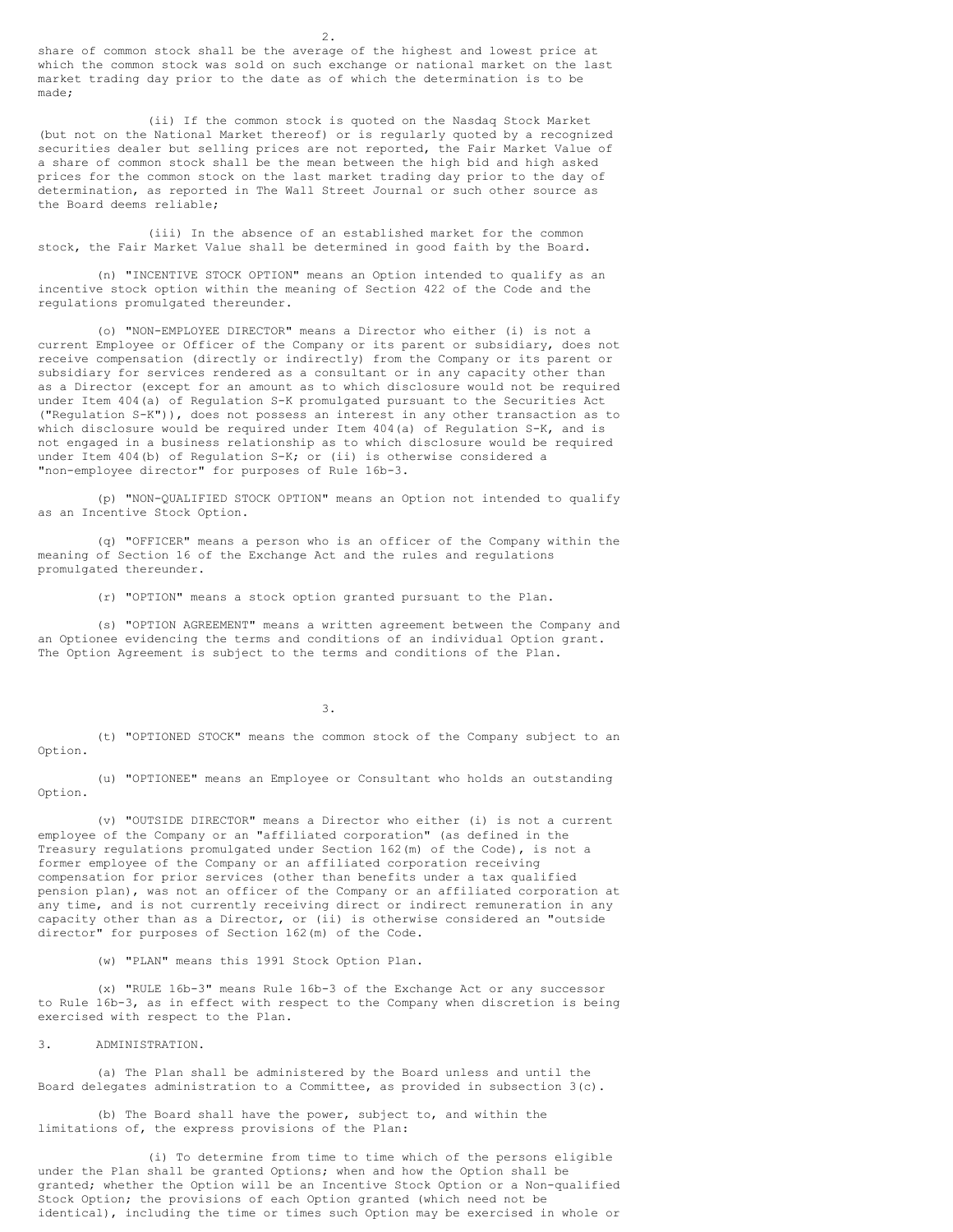share of common stock shall be the average of the highest and lowest price at which the common stock was sold on such exchange or national market on the last market trading day prior to the date as of which the determination is to be made;

(ii) If the common stock is quoted on the Nasdaq Stock Market (but not on the National Market thereof) or is regularly quoted by a recognized securities dealer but selling prices are not reported, the Fair Market Value of a share of common stock shall be the mean between the high bid and high asked prices for the common stock on the last market trading day prior to the day of determination, as reported in The Wall Street Journal or such other source as the Board deems reliable;

(iii) In the absence of an established market for the common stock, the Fair Market Value shall be determined in good faith by the Board.

(n) "INCENTIVE STOCK OPTION" means an Option intended to qualify as an incentive stock option within the meaning of Section 422 of the Code and the regulations promulgated thereunder.

(o) "NON-EMPLOYEE DIRECTOR" means a Director who either (i) is not a current Employee or Officer of the Company or its parent or subsidiary, does not receive compensation (directly or indirectly) from the Company or its parent or subsidiary for services rendered as a consultant or in any capacity other than as a Director (except for an amount as to which disclosure would not be required under Item 404(a) of Regulation S-K promulgated pursuant to the Securities Act ("Regulation S-K")), does not possess an interest in any other transaction as to which disclosure would be required under Item 404(a) of Regulation S-K, and is not engaged in a business relationship as to which disclosure would be required under Item 404(b) of Regulation S-K; or (ii) is otherwise considered a "non-employee director" for purposes of Rule 16b-3.

(p) "NON-QUALIFIED STOCK OPTION" means an Option not intended to qualify as an Incentive Stock Option.

(q) "OFFICER" means a person who is an officer of the Company within the meaning of Section 16 of the Exchange Act and the rules and regulations promulgated thereunder.

(r) "OPTION" means a stock option granted pursuant to the Plan.

(s) "OPTION AGREEMENT" means a written agreement between the Company and an Optionee evidencing the terms and conditions of an individual Option grant. The Option Agreement is subject to the terms and conditions of the Plan.

(t) "OPTIONED STOCK" means the common stock of the Company subject to an Option.

(u) "OPTIONEE" means an Employee or Consultant who holds an outstanding Option.

(v) "OUTSIDE DIRECTOR" means a Director who either (i) is not a current employee of the Company or an "affiliated corporation" (as defined in the Treasury regulations promulgated under Section 162(m) of the Code), is not a former employee of the Company or an affiliated corporation receiving compensation for prior services (other than benefits under a tax qualified pension plan), was not an officer of the Company or an affiliated corporation at any time, and is not currently receiving direct or indirect remuneration in any capacity other than as a Director, or (ii) is otherwise considered an "outside director" for purposes of Section 162(m) of the Code.

(w) "PLAN" means this 1991 Stock Option Plan.

(x) "RULE 16b-3" means Rule 16b-3 of the Exchange Act or any successor to Rule 16b-3, as in effect with respect to the Company when discretion is being exercised with respect to the Plan.

3. ADMINISTRATION.

(a) The Plan shall be administered by the Board unless and until the Board delegates administration to a Committee, as provided in subsection 3(c).

(b) The Board shall have the power, subject to, and within the limitations of, the express provisions of the Plan:

(i) To determine from time to time which of the persons eligible under the Plan shall be granted Options; when and how the Option shall be granted; whether the Option will be an Incentive Stock Option or a Non-qualified Stock Option; the provisions of each Option granted (which need not be identical), including the time or times such Option may be exercised in whole or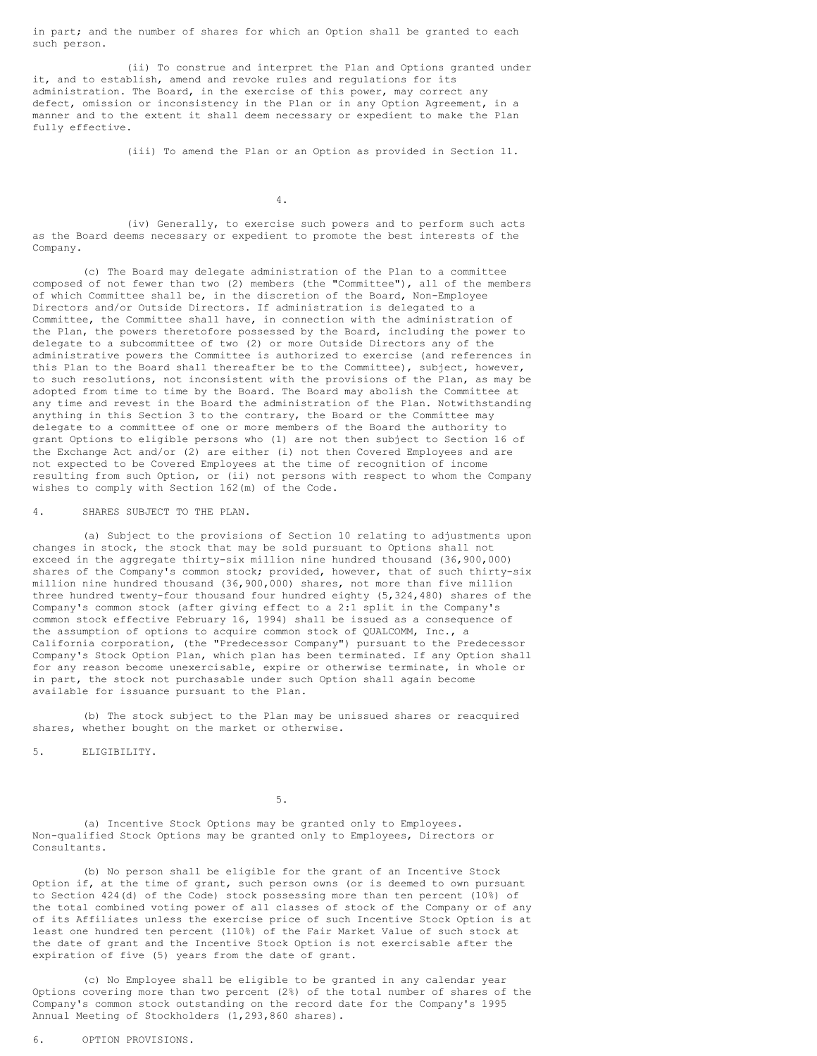in part; and the number of shares for which an Option shall be granted to each such person.

(ii) To construe and interpret the Plan and Options granted under it, and to establish, amend and revoke rules and regulations for its administration. The Board, in the exercise of this power, may correct any defect, omission or inconsistency in the Plan or in any Option Agreement, in a manner and to the extent it shall deem necessary or expedient to make the Plan fully effective.

(iii) To amend the Plan or an Option as provided in Section 11.

(iv) Generally, to exercise such powers and to perform such acts as the Board deems necessary or expedient to promote the best interests of the Company.

(c) The Board may delegate administration of the Plan to a committee composed of not fewer than two (2) members (the "Committee"), all of the members of which Committee shall be, in the discretion of the Board, Non-Employee Directors and/or Outside Directors. If administration is delegated to a Committee, the Committee shall have, in connection with the administration of the Plan, the powers theretofore possessed by the Board, including the power to delegate to a subcommittee of two (2) or more Outside Directors any of the administrative powers the Committee is authorized to exercise (and references in this Plan to the Board shall thereafter be to the Committee), subject, however, to such resolutions, not inconsistent with the provisions of the Plan, as may be adopted from time to time by the Board. The Board may abolish the Committee at any time and revest in the Board the administration of the Plan. Notwithstanding anything in this Section 3 to the contrary, the Board or the Committee may delegate to a committee of one or more members of the Board the authority to grant Options to eligible persons who (1) are not then subject to Section 16 of the Exchange Act and/or (2) are either (i) not then Covered Employees and are not expected to be Covered Employees at the time of recognition of income resulting from such Option, or (ii) not persons with respect to whom the Company wishes to comply with Section 162(m) of the Code.

4. SHARES SUBJECT TO THE PLAN.

(a) Subject to the provisions of Section 10 relating to adjustments upon changes in stock, the stock that may be sold pursuant to Options shall not exceed in the aggregate thirty-six million nine hundred thousand (36,900,000) shares of the Company's common stock; provided, however, that of such thirty-six million nine hundred thousand (36,900,000) shares, not more than five million three hundred twenty-four thousand four hundred eighty (5,324,480) shares of the Company's common stock (after giving effect to a 2:1 split in the Company's common stock effective February 16, 1994) shall be issued as a consequence of the assumption of options to acquire common stock of QUALCOMM, Inc., a California corporation, (the "Predecessor Company") pursuant to the Predecessor Company's Stock Option Plan, which plan has been terminated. If any Option shall for any reason become unexercisable, expire or otherwise terminate, in whole or in part, the stock not purchasable under such Option shall again become available for issuance pursuant to the Plan.

(b) The stock subject to the Plan may be unissued shares or reacquired shares, whether bought on the market or otherwise.

5. ELIGIBILITY.

(a) Incentive Stock Options may be granted only to Employees. Non-qualified Stock Options may be granted only to Employees, Directors or Consultants.

(b) No person shall be eligible for the grant of an Incentive Stock Option if, at the time of grant, such person owns (or is deemed to own pursuant to Section 424(d) of the Code) stock possessing more than ten percent (10%) of the total combined voting power of all classes of stock of the Company or of any of its Affiliates unless the exercise price of such Incentive Stock Option is at least one hundred ten percent (110%) of the Fair Market Value of such stock at the date of grant and the Incentive Stock Option is not exercisable after the expiration of five (5) years from the date of grant.

(c) No Employee shall be eligible to be granted in any calendar year Options covering more than two percent (2%) of the total number of shares of the Company's common stock outstanding on the record date for the Company's 1995 Annual Meeting of Stockholders (1,293,860 shares).

6. OPTION PROVISIONS.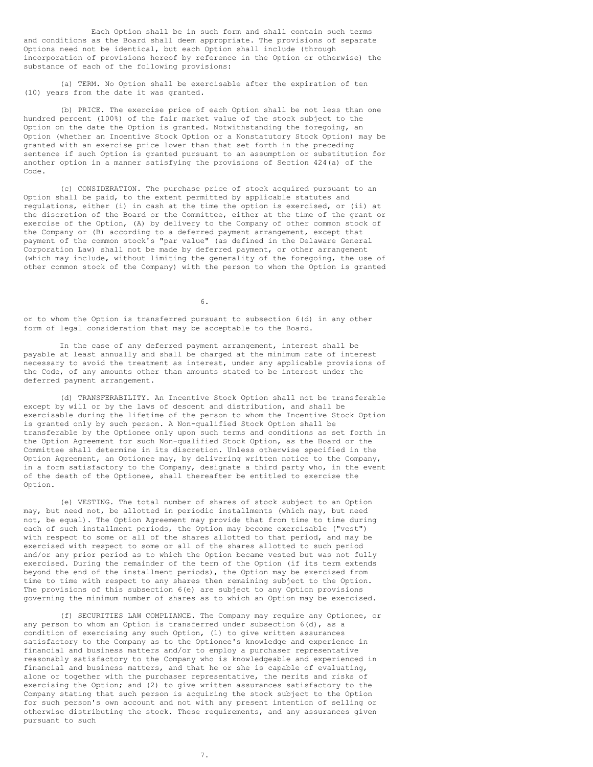Each Option shall be in such form and shall contain such terms and conditions as the Board shall deem appropriate. The provisions of separate Options need not be identical, but each Option shall include (through incorporation of provisions hereof by reference in the Option or otherwise) the substance of each of the following provisions:

(a) TERM. No Option shall be exercisable after the expiration of ten (10) years from the date it was granted.

(b) PRICE. The exercise price of each Option shall be not less than one hundred percent (100%) of the fair market value of the stock subject to the Option on the date the Option is granted. Notwithstanding the foregoing, an Option (whether an Incentive Stock Option or a Nonstatutory Stock Option) may be granted with an exercise price lower than that set forth in the preceding sentence if such Option is granted pursuant to an assumption or substitution for another option in a manner satisfying the provisions of Section 424(a) of the Code.

(c) CONSIDERATION. The purchase price of stock acquired pursuant to an Option shall be paid, to the extent permitted by applicable statutes and regulations, either (i) in cash at the time the option is exercised, or (ii) at the discretion of the Board or the Committee, either at the time of the grant or exercise of the Option, (A) by delivery to the Company of other common stock of the Company or (B) according to a deferred payment arrangement, except that payment of the common stock's "par value" (as defined in the Delaware General Corporation Law) shall not be made by deferred payment, or other arrangement (which may include, without limiting the generality of the foregoing, the use of other common stock of the Company) with the person to whom the Option is granted or to whom the Option is transferred pursuant to subsection 6(d) in any other form of legal consideration that may be acceptable to the Board.

In the case of any deferred payment arrangement, interest shall be payable at least annually and shall be charged at the minimum rate of interest necessary to avoid the treatment as interest, under any applicable provisions of the Code, of any amounts other than amounts stated to be interest under the deferred payment arrangement.

(d) TRANSFERABILITY. An Incentive Stock Option shall not be transferable except by will or by the laws of descent and distribution, and shall be exercisable during the lifetime of the person to whom the Incentive Stock Option is granted only by such person. A Non-qualified Stock Option shall be transferable by the Optionee only upon such terms and conditions as set forth in the Option Agreement for such Non-qualified Stock Option, as the Board or the Committee shall determine in its discretion. Unless otherwise specified in the Option Agreement, an Optionee may, by delivering written notice to the Company, in a form satisfactory to the Company, designate a third party who, in the event of the death of the Optionee, shall thereafter be entitled to exercise the Option.

(e) VESTING. The total number of shares of stock subject to an Option may, but need not, be allotted in periodic installments (which may, but need not, be equal). The Option Agreement may provide that from time to time during each of such installment periods, the Option may become exercisable ("vest") with respect to some or all of the shares allotted to that period, and may be exercised with respect to some or all of the shares allotted to such period and/or any prior period as to which the Option became vested but was not fully exercised. During the remainder of the term of the Option (if its term extends beyond the end of the installment periods), the Option may be exercised from time to time with respect to any shares then remaining subject to the Option. The provisions of this subsection 6(e) are subject to any Option provisions governing the minimum number of shares as to which an Option may be exercised.

(f) SECURITIES LAW COMPLIANCE. The Company may require any Optionee, or any person to whom an Option is transferred under subsection 6(d), as a condition of exercising any such Option, (1) to give written assurances satisfactory to the Company as to the Optionee's knowledge and experience in financial and business matters and/or to employ a purchaser representative reasonably satisfactory to the Company who is knowledgeable and experienced in financial and business matters, and that he or she is capable of evaluating, alone or together with the purchaser representative, the merits and risks of exercising the Option; and (2) to give written assurances satisfactory to the Company stating that such person is acquiring the stock subject to the Option for such person's own account and not with any present intention of selling or otherwise distributing the stock. These requirements, and any assurances given pursuant to such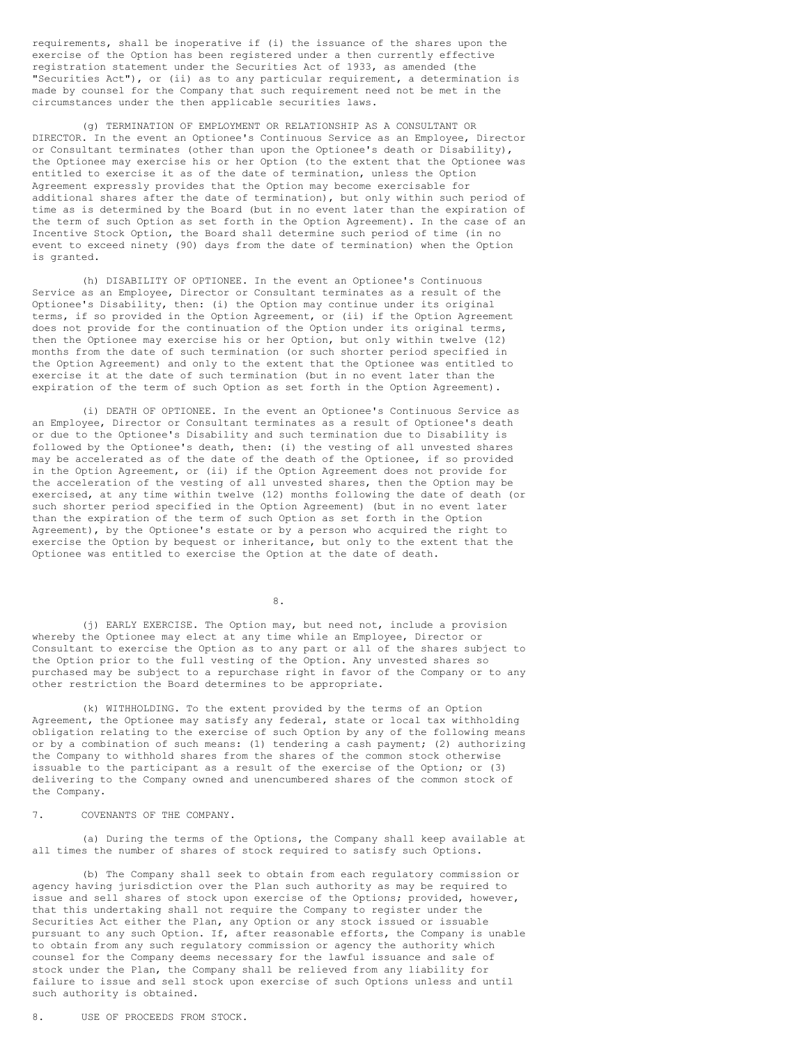requirements, shall be inoperative if (i) the issuance of the shares upon the exercise of the Option has been registered under a then currently effective registration statement under the Securities Act of 1933, as amended (the "Securities Act"), or (ii) as to any particular requirement, a determination is made by counsel for the Company that such requirement need not be met in the circumstances under the then applicable securities laws.

(g) TERMINATION OF EMPLOYMENT OR RELATIONSHIP AS A CONSULTANT OR DIRECTOR. In the event an Optionee's Continuous Service as an Employee, Director or Consultant terminates (other than upon the Optionee's death or Disability), the Optionee may exercise his or her Option (to the extent that the Optionee was entitled to exercise it as of the date of termination, unless the Option Agreement expressly provides that the Option may become exercisable for additional shares after the date of termination), but only within such period of time as is determined by the Board (but in no event later than the expiration of the term of such Option as set forth in the Option Agreement). In the case of an Incentive Stock Option, the Board shall determine such period of time (in no event to exceed ninety (90) days from the date of termination) when the Option is granted.

(h) DISABILITY OF OPTIONEE. In the event an Optionee's Continuous Service as an Employee, Director or Consultant terminates as a result of the Optionee's Disability, then: (i) the Option may continue under its original terms, if so provided in the Option Agreement, or (ii) if the Option Agreement does not provide for the continuation of the Option under its original terms, then the Optionee may exercise his or her Option, but only within twelve (12) months from the date of such termination (or such shorter period specified in the Option Agreement) and only to the extent that the Optionee was entitled to exercise it at the date of such termination (but in no event later than the expiration of the term of such Option as set forth in the Option Agreement).

(i) DEATH OF OPTIONEE. In the event an Optionee's Continuous Service as an Employee, Director or Consultant terminates as a result of Optionee's death or due to the Optionee's Disability and such termination due to Disability is followed by the Optionee's death, then: (i) the vesting of all unvested shares may be accelerated as of the date of the death of the Optionee, if so provided in the Option Agreement, or (ii) if the Option Agreement does not provide for the acceleration of the vesting of all unvested shares, then the Option may be exercised, at any time within twelve (12) months following the date of death (or such shorter period specified in the Option Agreement) (but in no event later than the expiration of the term of such Option as set forth in the Option Agreement), by the Optionee's estate or by a person who acquired the right to exercise the Option by bequest or inheritance, but only to the extent that the Optionee was entitled to exercise the Option at the date of death.

(j) EARLY EXERCISE. The Option may, but need not, include a provision whereby the Optionee may elect at any time while an Employee, Director or Consultant to exercise the Option as to any part or all of the shares subject to the Option prior to the full vesting of the Option. Any unvested shares so purchased may be subject to a repurchase right in favor of the Company or to any other restriction the Board determines to be appropriate.

(k) WITHHOLDING. To the extent provided by the terms of an Option Agreement, the Optionee may satisfy any federal, state or local tax withholding obligation relating to the exercise of such Option by any of the following means or by a combination of such means: (1) tendering a cash payment; (2) authorizing the Company to withhold shares from the shares of the common stock otherwise issuable to the participant as a result of the exercise of the Option; or (3) delivering to the Company owned and unencumbered shares of the common stock of the Company.

7. COVENANTS OF THE COMPANY.

(a) During the terms of the Options, the Company shall keep available at all times the number of shares of stock required to satisfy such Options.

(b) The Company shall seek to obtain from each regulatory commission or agency having jurisdiction over the Plan such authority as may be required to issue and sell shares of stock upon exercise of the Options; provided, however, that this undertaking shall not require the Company to register under the Securities Act either the Plan, any Option or any stock issued or issuable pursuant to any such Option. If, after reasonable efforts, the Company is unable to obtain from any such regulatory commission or agency the authority which counsel for the Company deems necessary for the lawful issuance and sale of stock under the Plan, the Company shall be relieved from any liability for failure to issue and sell stock upon exercise of such Options unless and until such authority is obtained.

8. USE OF PROCEEDS FROM STOCK.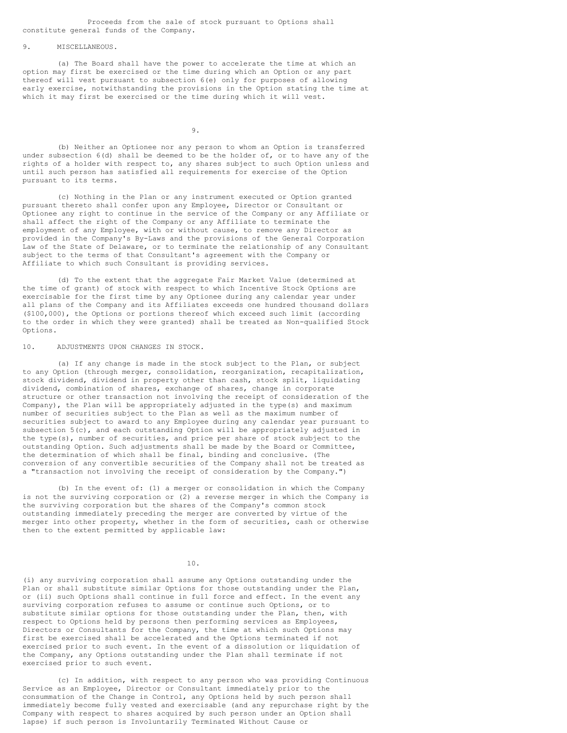Proceeds from the sale of stock pursuant to Options shall constitute general funds of the Company.

## 9. MISCELLANEOUS.

(a) The Board shall have the power to accelerate the time at which an option may first be exercised or the time during which an Option or any part thereof will vest pursuant to subsection 6(e) only for purposes of allowing early exercise, notwithstanding the provisions in the Option stating the time at which it may first be exercised or the time during which it will vest.

(b) Neither an Optionee nor any person to whom an Option is transferred under subsection 6(d) shall be deemed to be the holder of, or to have any of the rights of a holder with respect to, any shares subject to such Option unless and until such person has satisfied all requirements for exercise of the Option pursuant to its terms.

(c) Nothing in the Plan or any instrument executed or Option granted pursuant thereto shall confer upon any Employee, Director or Consultant or Optionee any right to continue in the service of the Company or any Affiliate or shall affect the right of the Company or any Affiliate to terminate the employment of any Employee, with or without cause, to remove any Director as provided in the Company's By-Laws and the provisions of the General Corporation Law of the State of Delaware, or to terminate the relationship of any Consultant subject to the terms of that Consultant's agreement with the Company or Affiliate to which such Consultant is providing services.

(d) To the extent that the aggregate Fair Market Value (determined at the time of grant) of stock with respect to which Incentive Stock Options are exercisable for the first time by any Optionee during any calendar year under all plans of the Company and its Affiliates exceeds one hundred thousand dollars ($100,000), the Options or portions thereof which exceed such limit (according to the order in which they were granted) shall be treated as Non-qualified Stock Options.

## 10. ADJUSTMENTS UPON CHANGES IN STOCK.

(a) If any change is made in the stock subject to the Plan, or subject to any Option (through merger, consolidation, reorganization, recapitalization, stock dividend, dividend in property other than cash, stock split, liquidating dividend, combination of shares, exchange of shares, change in corporate structure or other transaction not involving the receipt of consideration of the Company), the Plan will be appropriately adjusted in the type(s) and maximum number of securities subject to the Plan as well as the maximum number of securities subject to award to any Employee during any calendar year pursuant to subsection 5(c), and each outstanding Option will be appropriately adjusted in the type(s), number of securities, and price per share of stock subject to the outstanding Option. Such adjustments shall be made by the Board or Committee, the determination of which shall be final, binding and conclusive. (The conversion of any convertible securities of the Company shall not be treated as a "transaction not involving the receipt of consideration by the Company.")

(b) In the event of: (1) a merger or consolidation in which the Company is not the surviving corporation or (2) a reverse merger in which the Company is the surviving corporation but the shares of the Company's common stock outstanding immediately preceding the merger are converted by virtue of the merger into other property, whether in the form of securities, cash or otherwise then to the extent permitted by applicable law:

(i) any surviving corporation shall assume any Options outstanding under the Plan or shall substitute similar Options for those outstanding under the Plan, or (ii) such Options shall continue in full force and effect. In the event any surviving corporation refuses to assume or continue such Options, or to substitute similar options for those outstanding under the Plan, then, with respect to Options held by persons then performing services as Employees, Directors or Consultants for the Company, the time at which such Options may first be exercised shall be accelerated and the Options terminated if not exercised prior to such event. In the event of a dissolution or liquidation of the Company, any Options outstanding under the Plan shall terminate if not exercised prior to such event.

(c) In addition, with respect to any person who was providing Continuous Service as an Employee, Director or Consultant immediately prior to the consummation of the Change in Control, any Options held by such person shall immediately become fully vested and exercisable (and any repurchase right by the Company with respect to shares acquired by such person under an Option shall lapse) if such person is Involuntarily Terminated Without Cause or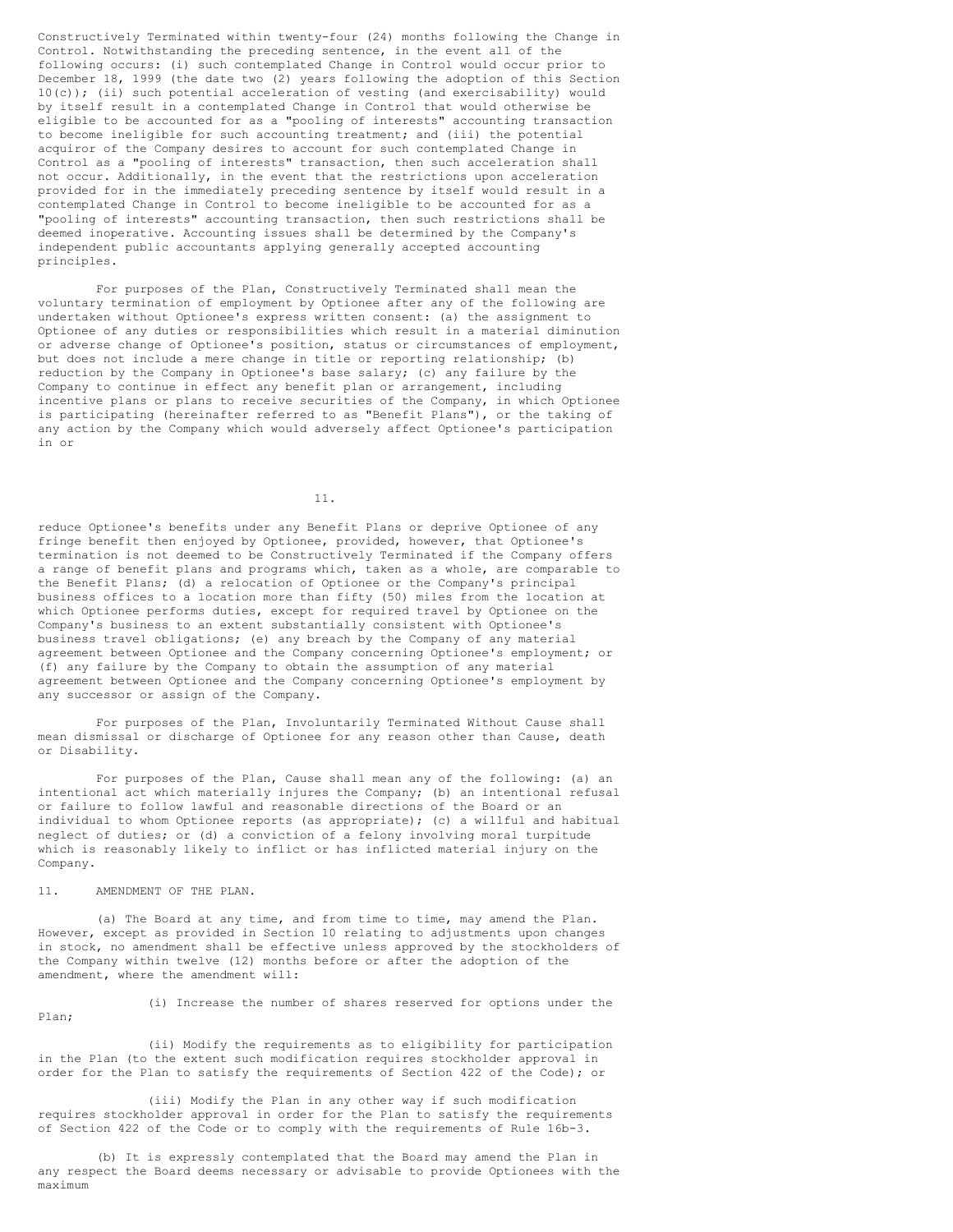Constructively Terminated within twenty-four (24) months following the Change in Control. Notwithstanding the preceding sentence, in the event all of the following occurs: (i) such contemplated Change in Control would occur prior to December 18, 1999 (the date two (2) years following the adoption of this Section 10(c)); (ii) such potential acceleration of vesting (and exercisability) would by itself result in a contemplated Change in Control that would otherwise be eligible to be accounted for as a "pooling of interests" accounting transaction to become ineligible for such accounting treatment; and (iii) the potential acquiror of the Company desires to account for such contemplated Change in Control as a "pooling of interests" transaction, then such acceleration shall not occur. Additionally, in the event that the restrictions upon acceleration provided for in the immediately preceding sentence by itself would result in a contemplated Change in Control to become ineligible to be accounted for as a "pooling of interests" accounting transaction, then such restrictions shall be deemed inoperative. Accounting issues shall be determined by the Company's independent public accountants applying generally accepted accounting principles.

For purposes of the Plan, Constructively Terminated shall mean the voluntary termination of employment by Optionee after any of the following are undertaken without Optionee's express written consent: (a) the assignment to Optionee of any duties or responsibilities which result in a material diminution or adverse change of Optionee's position, status or circumstances of employment, but does not include a mere change in title or reporting relationship; (b) reduction by the Company in Optionee's base salary; (c) any failure by the Company to continue in effect any benefit plan or arrangement, including incentive plans or plans to receive securities of the Company, in which Optionee is participating (hereinafter referred to as "Benefit Plans"), or the taking of any action by the Company which would adversely affect Optionee's participation in or reduce Optionee's benefits under any Benefit Plans or deprive Optionee of any fringe benefit then enjoyed by Optionee, provided, however, that Optionee's termination is not deemed to be Constructively Terminated if the Company offers a range of benefit plans and programs which, taken as a whole, are comparable to the Benefit Plans; (d) a relocation of Optionee or the Company's principal business offices to a location more than fifty (50) miles from the location at which Optionee performs duties, except for required travel by Optionee on the Company's business to an extent substantially consistent with Optionee's business travel obligations; (e) any breach by the Company of any material agreement between Optionee and the Company concerning Optionee's employment; or (f) any failure by the Company to obtain the assumption of any material agreement between Optionee and the Company concerning Optionee's employment by any successor or assign of the Company.

For purposes of the Plan, Involuntarily Terminated Without Cause shall mean dismissal or discharge of Optionee for any reason other than Cause, death or Disability.

For purposes of the Plan, Cause shall mean any of the following: (a) an intentional act which materially injures the Company; (b) an intentional refusal or failure to follow lawful and reasonable directions of the Board or an individual to whom Optionee reports (as appropriate); (c) a willful and habitual neglect of duties; or (d) a conviction of a felony involving moral turpitude which is reasonably likely to inflict or has inflicted material injury on the Company.

11. AMENDMENT OF THE PLAN.

(a) The Board at any time, and from time to time, may amend the Plan. However, except as provided in Section 10 relating to adjustments upon changes in stock, no amendment shall be effective unless approved by the stockholders of the Company within twelve (12) months before or after the adoption of the amendment, where the amendment will:

(i) Increase the number of shares reserved for options under the Plan;

(ii) Modify the requirements as to eligibility for participation in the Plan (to the extent such modification requires stockholder approval in order for the Plan to satisfy the requirements of Section 422 of the Code); or

(iii) Modify the Plan in any other way if such modification requires stockholder approval in order for the Plan to satisfy the requirements of Section 422 of the Code or to comply with the requirements of Rule 16b-3.

(b) It is expressly contemplated that the Board may amend the Plan in any respect the Board deems necessary or advisable to provide Optionees with the maximum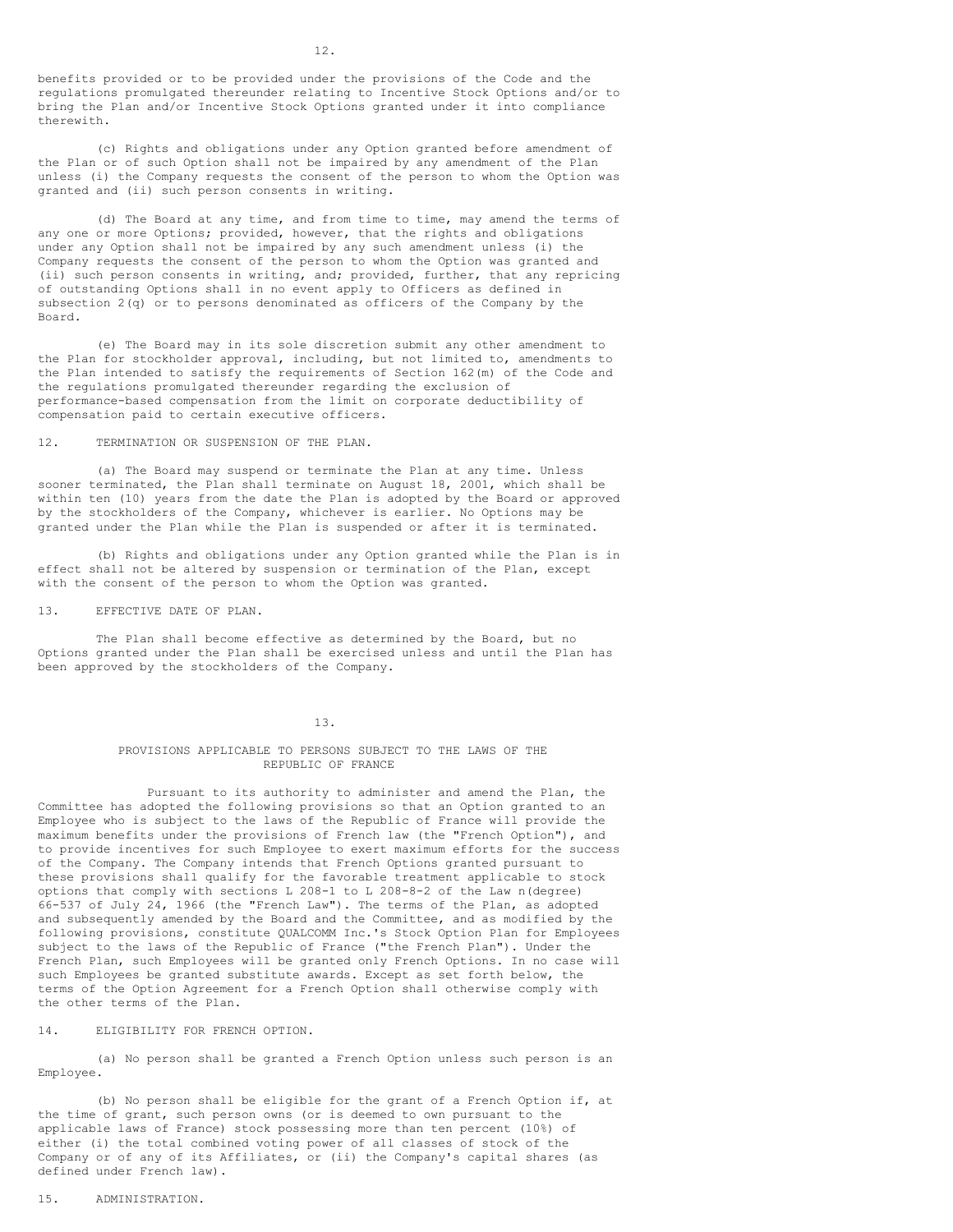benefits provided or to be provided under the provisions of the Code and the regulations promulgated thereunder relating to Incentive Stock Options and/or to bring the Plan and/or Incentive Stock Options granted under it into compliance therewith.

(c) Rights and obligations under any Option granted before amendment of the Plan or of such Option shall not be impaired by any amendment of the Plan unless (i) the Company requests the consent of the person to whom the Option was granted and (ii) such person consents in writing.

(d) The Board at any time, and from time to time, may amend the terms of any one or more Options; provided, however, that the rights and obligations under any Option shall not be impaired by any such amendment unless (i) the Company requests the consent of the person to whom the Option was granted and (ii) such person consents in writing, and; provided, further, that any repricing of outstanding Options shall in no event apply to Officers as defined in subsection 2(q) or to persons denominated as officers of the Company by the Board.

(e) The Board may in its sole discretion submit any other amendment to the Plan for stockholder approval, including, but not limited to, amendments to the Plan intended to satisfy the requirements of Section 162(m) of the Code and the regulations promulgated thereunder regarding the exclusion of performance-based compensation from the limit on corporate deductibility of compensation paid to certain executive officers.

## 12. TERMINATION OR SUSPENSION OF THE PLAN.

(a) The Board may suspend or terminate the Plan at any time. Unless sooner terminated, the Plan shall terminate on August 18, 2001, which shall be within ten (10) years from the date the Plan is adopted by the Board or approved by the stockholders of the Company, whichever is earlier. No Options may be granted under the Plan while the Plan is suspended or after it is terminated.

(b) Rights and obligations under any Option granted while the Plan is in effect shall not be altered by suspension or termination of the Plan, except with the consent of the person to whom the Option was granted.

## 13. EFFECTIVE DATE OF PLAN.

The Plan shall become effective as determined by the Board, but no Options granted under the Plan shall be exercised unless and until the Plan has been approved by the stockholders of the Company.

## PROVISIONS APPLICABLE TO PERSONS SUBJECT TO THE LAWS OF THE REPUBLIC OF FRANCE

Pursuant to its authority to administer and amend the Plan, the Committee has adopted the following provisions so that an Option granted to an Employee who is subject to the laws of the Republic of France will provide the maximum benefits under the provisions of French law (the "French Option"), and to provide incentives for such Employee to exert maximum efforts for the success of the Company. The Company intends that French Options granted pursuant to these provisions shall qualify for the favorable treatment applicable to stock options that comply with sections L 208-1 to L 208-8-2 of the Law n(degree) 66-537 of July 24, 1966 (the "French Law"). The terms of the Plan, as adopted and subsequently amended by the Board and the Committee, and as modified by the following provisions, constitute QUALCOMM Inc.'s Stock Option Plan for Employees subject to the laws of the Republic of France ("the French Plan"). Under the French Plan, such Employees will be granted only French Options. In no case will such Employees be granted substitute awards. Except as set forth below, the terms of the Option Agreement for a French Option shall otherwise comply with the other terms of the Plan.

## 14. ELIGIBILITY FOR FRENCH OPTION.

(a) No person shall be granted a French Option unless such person is an Employee.

(b) No person shall be eligible for the grant of a French Option if, at the time of grant, such person owns (or is deemed to own pursuant to the applicable laws of France) stock possessing more than ten percent (10%) of either (i) the total combined voting power of all classes of stock of the Company or of any of its Affiliates, or (ii) the Company's capital shares (as defined under French law).

## 15. ADMINISTRATION.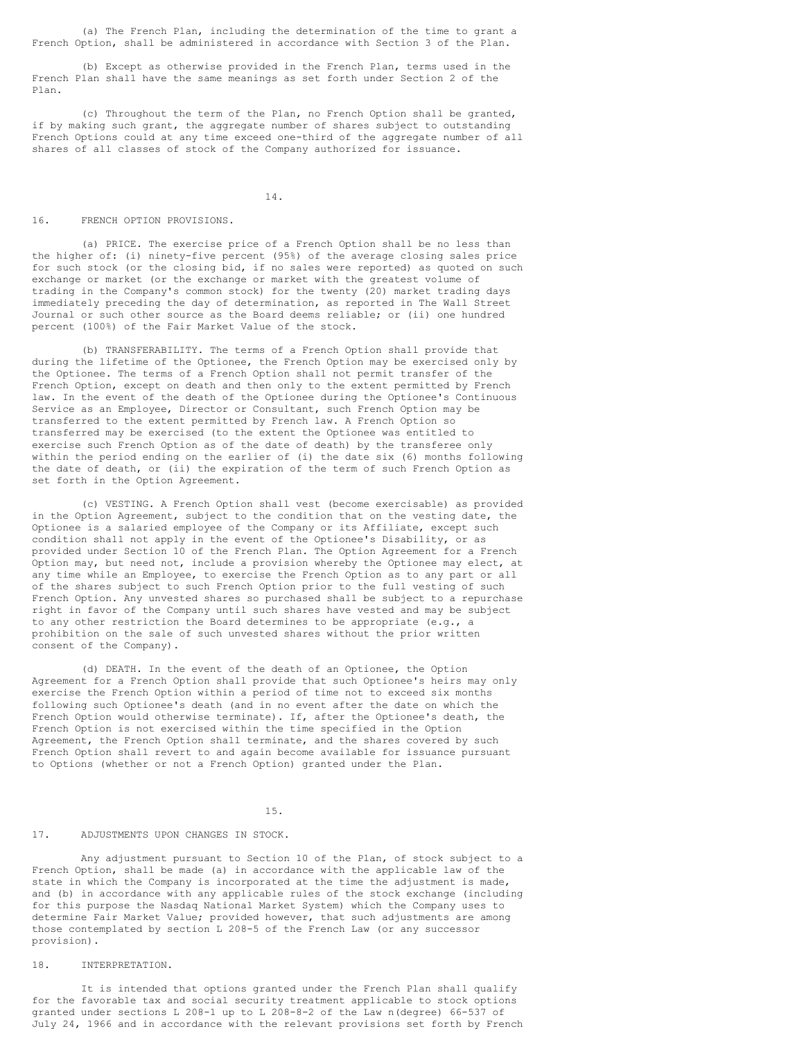(a) The French Plan, including the determination of the time to grant a French Option, shall be administered in accordance with Section 3 of the Plan.

(b) Except as otherwise provided in the French Plan, terms used in the French Plan shall have the same meanings as set forth under Section 2 of the Plan.

(c) Throughout the term of the Plan, no French Option shall be granted, if by making such grant, the aggregate number of shares subject to outstanding French Options could at any time exceed one-third of the aggregate number of all shares of all classes of stock of the Company authorized for issuance.

## 16. FRENCH OPTION PROVISIONS.

(a) PRICE. The exercise price of a French Option shall be no less than the higher of: (i) ninety-five percent (95%) of the average closing sales price for such stock (or the closing bid, if no sales were reported) as quoted on such exchange or market (or the exchange or market with the greatest volume of trading in the Company's common stock) for the twenty (20) market trading days immediately preceding the day of determination, as reported in The Wall Street Journal or such other source as the Board deems reliable; or (ii) one hundred percent (100%) of the Fair Market Value of the stock.

(b) TRANSFERABILITY. The terms of a French Option shall provide that during the lifetime of the Optionee, the French Option may be exercised only by the Optionee. The terms of a French Option shall not permit transfer of the French Option, except on death and then only to the extent permitted by French law. In the event of the death of the Optionee during the Optionee's Continuous Service as an Employee, Director or Consultant, such French Option may be transferred to the extent permitted by French law. A French Option so transferred may be exercised (to the extent the Optionee was entitled to exercise such French Option as of the date of death) by the transferee only within the period ending on the earlier of (i) the date six (6) months following the date of death, or (ii) the expiration of the term of such French Option as set forth in the Option Agreement.

(c) VESTING. A French Option shall vest (become exercisable) as provided in the Option Agreement, subject to the condition that on the vesting date, the Optionee is a salaried employee of the Company or its Affiliate, except such condition shall not apply in the event of the Optionee's Disability, or as provided under Section 10 of the French Plan. The Option Agreement for a French Option may, but need not, include a provision whereby the Optionee may elect, at any time while an Employee, to exercise the French Option as to any part or all of the shares subject to such French Option prior to the full vesting of such French Option. Any unvested shares so purchased shall be subject to a repurchase right in favor of the Company until such shares have vested and may be subject to any other restriction the Board determines to be appropriate (e.g., a prohibition on the sale of such unvested shares without the prior written consent of the Company).

(d) DEATH. In the event of the death of an Optionee, the Option Agreement for a French Option shall provide that such Optionee's heirs may only exercise the French Option within a period of time not to exceed six months following such Optionee's death (and in no event after the date on which the French Option would otherwise terminate). If, after the Optionee's death, the French Option is not exercised within the time specified in the Option Agreement, the French Option shall terminate, and the shares covered by such French Option shall revert to and again become available for issuance pursuant to Options (whether or not a French Option) granted under the Plan.

## 17. ADJUSTMENTS UPON CHANGES IN STOCK.

Any adjustment pursuant to Section 10 of the Plan, of stock subject to a French Option, shall be made (a) in accordance with the applicable law of the state in which the Company is incorporated at the time the adjustment is made, and (b) in accordance with any applicable rules of the stock exchange (including for this purpose the Nasdaq National Market System) which the Company uses to determine Fair Market Value; provided however, that such adjustments are among those contemplated by section L 208-5 of the French Law (or any successor provision).

## 18. INTERPRETATION.

It is intended that options granted under the French Plan shall qualify for the favorable tax and social security treatment applicable to stock options granted under sections L 208-1 up to L 208-8-2 of the Law n(degree) 66-537 of July 24, 1966 and in accordance with the relevant provisions set forth by French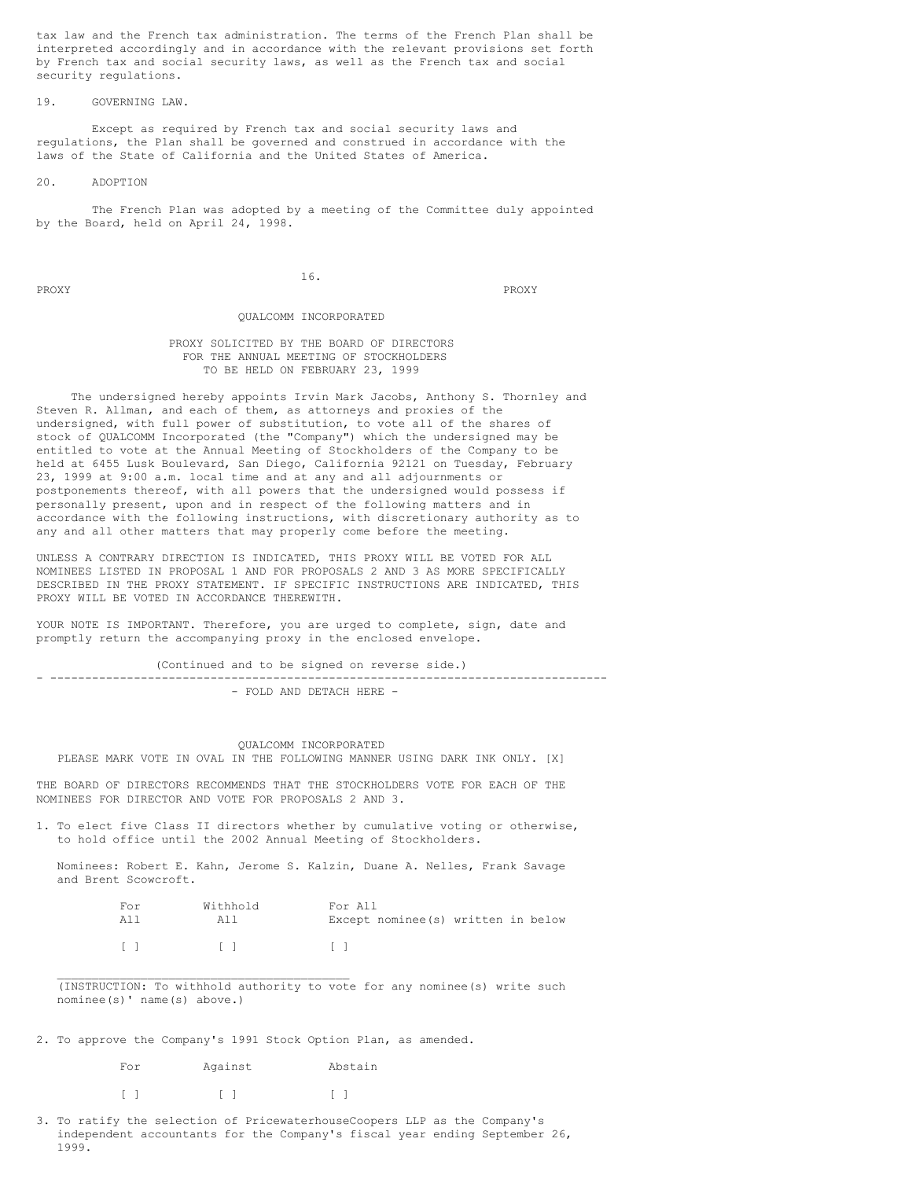tax law and the French tax administration. The terms of the French Plan shall be interpreted accordingly and in accordance with the relevant provisions set forth by French tax and social security laws, as well as the French tax and social security regulations.

19. GOVERNING LAW.

Except as required by French tax and social security laws and regulations, the Plan shall be governed and construed in accordance with the laws of the State of California and the United States of America.

20. ADOPTION

The French Plan was adopted by a meeting of the Committee duly appointed by the Board, held on April 24, 1998.

PROXY PROXY

QUALCOMM INCORPORATED

PROXY SOLICITED BY THE BOARD OF DIRECTORS
FOR THE ANNUAL MEETING OF STOCKHOLDERS
TO BE HELD ON FEBRUARY 23, 1999

The undersigned hereby appoints Irvin Mark Jacobs, Anthony S. Thornley and Steven R. Allman, and each of them, as attorneys and proxies of the undersigned, with full power of substitution, to vote all of the shares of stock of QUALCOMM Incorporated (the "Company") which the undersigned may be entitled to vote at the Annual Meeting of Stockholders of the Company to be held at 6455 Lusk Boulevard, San Diego, California 92121 on Tuesday, February 23, 1999 at 9:00 a.m. local time and at any and all adjournments or postponements thereof, with all powers that the undersigned would possess if personally present, upon and in respect of the following matters and in accordance with the following instructions, with discretionary authority as to any and all other matters that may properly come before the meeting.

UNLESS A CONTRARY DIRECTION IS INDICATED, THIS PROXY WILL BE VOTED FOR ALL NOMINEES LISTED IN PROPOSAL 1 AND FOR PROPOSALS 2 AND 3 AS MORE SPECIFICALLY DESCRIBED IN THE PROXY STATEMENT. IF SPECIFIC INSTRUCTIONS ARE INDICATED, THIS PROXY WILL BE VOTED IN ACCORDANCE THEREWITH.

YOUR NOTE IS IMPORTANT. Therefore, you are urged to complete, sign, date and promptly return the accompanying proxy in the enclosed envelope.

(Continued and to be signed on reverse side.)

- FOLD AND DETACH HERE -

QUALCOMM INCORPORATED
PLEASE MARK VOTE IN OVAL IN THE FOLLOWING MANNER USING DARK INK ONLY. [X]

THE BOARD OF DIRECTORS RECOMMENDS THAT THE STOCKHOLDERS VOTE FOR EACH OF THE NOMINEES FOR DIRECTOR AND VOTE FOR PROPOSALS 2 AND 3.

1. To elect five Class II directors whether by cumulative voting or otherwise, to hold office until the 2002 Annual Meeting of Stockholders.

   Nominees: Robert E. Kahn, Jerome S. Kalzin, Duane A. Nelles, Frank Savage and Brent Scowcroft.

| For All | Withhold All | For All Except nominee(s) written in below |
|---|---|---|
| [ ] | [ ] | [ ] |

   ______________________________________

   (INSTRUCTION: To withhold authority to vote for any nominee(s) write such nominee(s)' name(s) above.)

2. To approve the Company's 1991 Stock Option Plan, as amended.

| For | Against | Abstain |
|---|---|---|
| [ ] | [ ] | [ ] |

3. To ratify the selection of PricewaterhouseCoopers LLP as the Company's independent accountants for the Company's fiscal year ending September 26, 1999.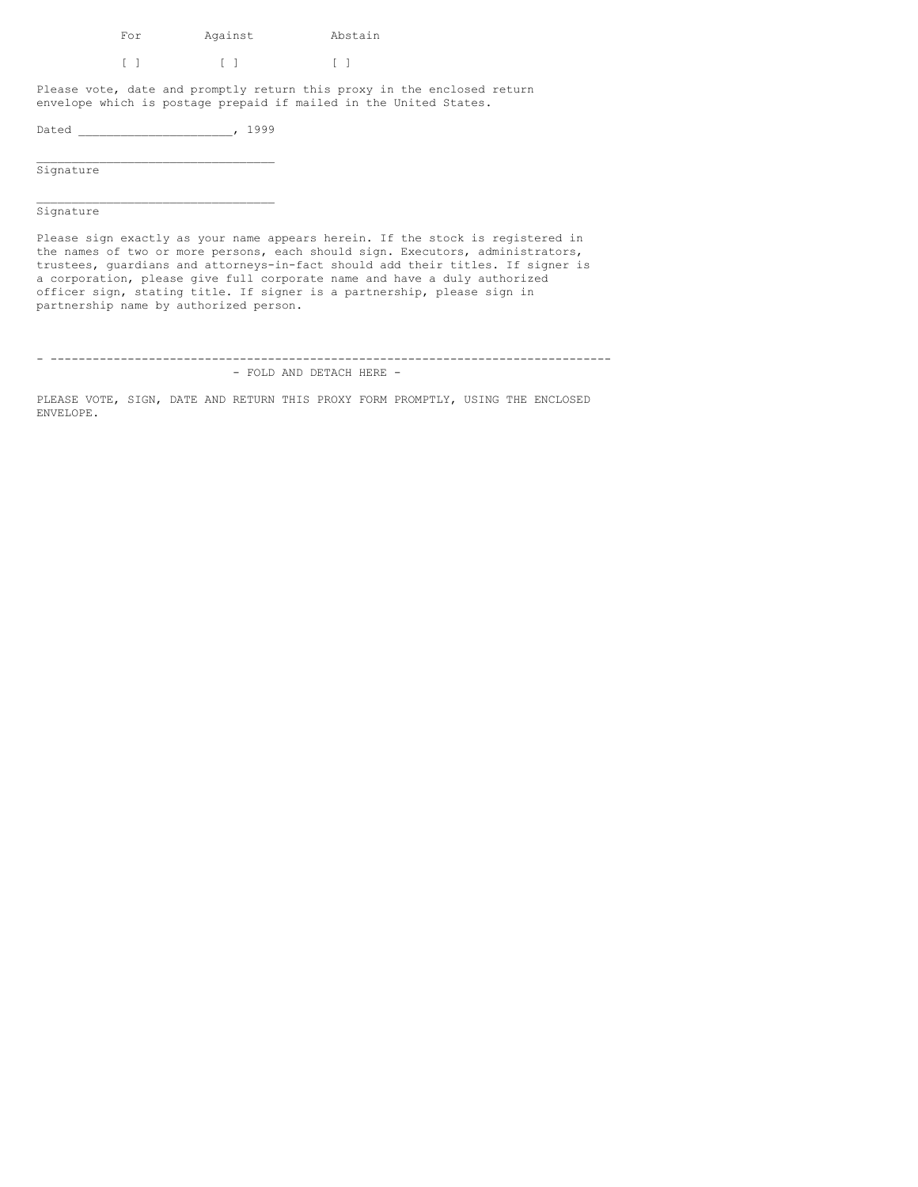| For | Against | Abstain |
| --- | --- | --- |
| [ ] | [ ] | [ ] |

Please vote, date and promptly return this proxy in the enclosed return envelope which is postage prepaid if mailed in the United States.

Dated _____________________, 1999

_________________________________
Signature

_________________________________
Signature

Please sign exactly as your name appears herein. If the stock is registered in the names of two or more persons, each should sign. Executors, administrators, trustees, guardians and attorneys-in-fact should add their titles. If signer is a corporation, please give full corporate name and have a duly authorized officer sign, stating title. If signer is a partnership, please sign in partnership name by authorized person.

- --------------------------------------------------------------------------------

- FOLD AND DETACH HERE -

PLEASE VOTE, SIGN, DATE AND RETURN THIS PROXY FORM PROMPTLY, USING THE ENCLOSED ENVELOPE.